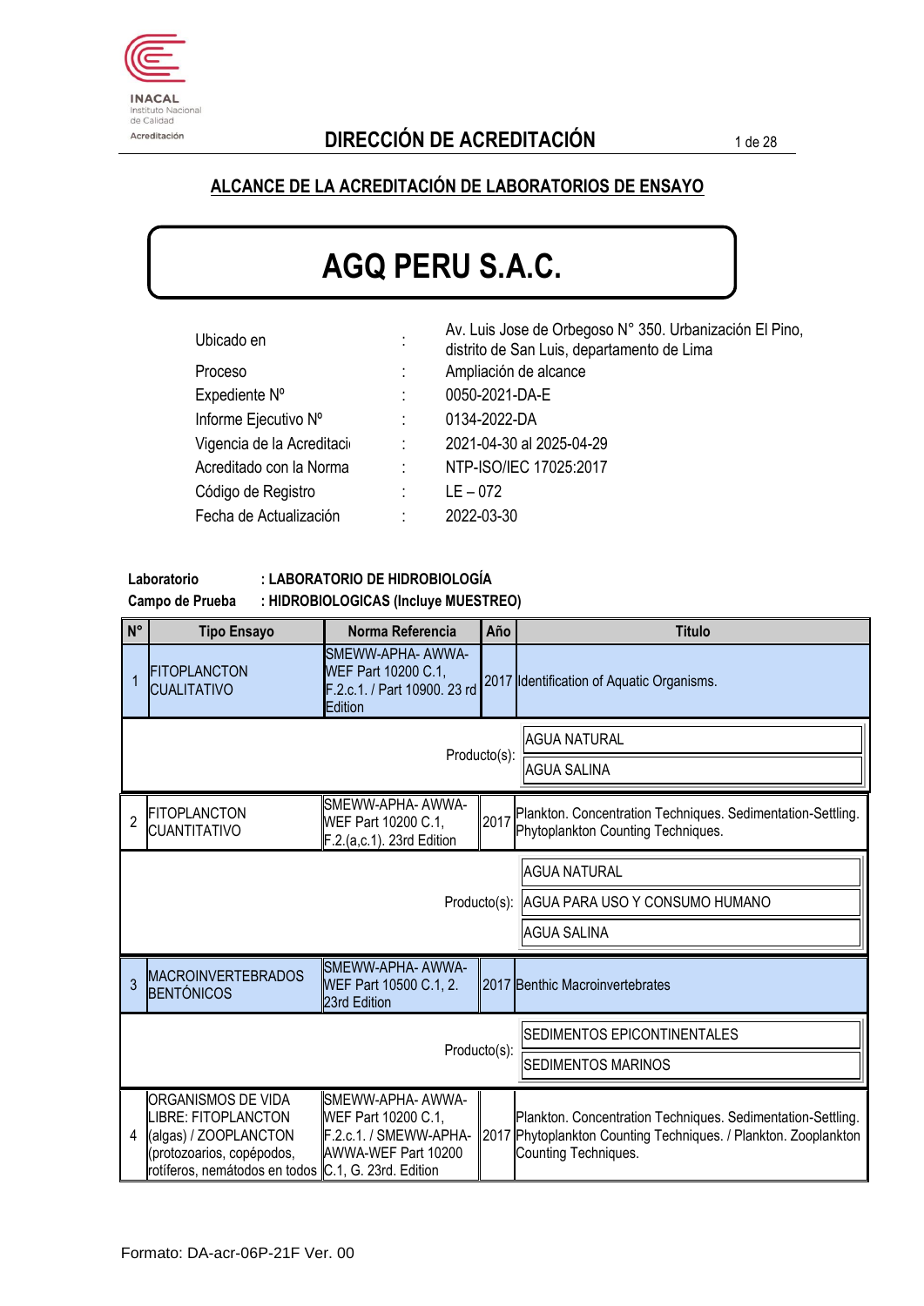INACAL
Instituto Nacional de Calidad
Acreditación

## DIRECCIÓN DE ACREDITACIÓN

### ALCANCE DE LA ACREDITACIÓN DE LABORATORIOS DE ENSAYO

# AGQ PERU S.A.C.

| | | |
|---|---|---|
| Ubicado en | : | Av. Luis Jose de Orbegoso N° 350. Urbanización El Pino, distrito de San Luis, departamento de Lima |
| Proceso | : | Ampliación de alcance |
| Expediente Nº | : | 0050-2021-DA-E |
| Informe Ejecutivo Nº | : | 0134-2022-DA |
| Vigencia de la Acreditaci | : | 2021-04-30 al 2025-04-29 |
| Acreditado con la Norma | : | NTP-ISO/IEC 17025:2017 |
| Código de Registro | : | LE – 072 |
| Fecha de Actualización | : | 2022-03-30 |

**Laboratorio : LABORATORIO DE HIDROBIOLOGÍA**
**Campo de Prueba : HIDROBIOLOGICAS (Incluye MUESTREO)**

| N° | Tipo Ensayo | Norma Referencia | Año | Titulo |
|---|---|---|---|---|
| 1 | FITOPLANCTON CUALITATIVO | SMEWW-APHA- AWWA-WEF Part 10200 C.1, F.2.c.1. / Part 10900. 23 rd Edition | 2017 | Identification of Aquatic Organisms. |
| | | Producto(s): | | AGUA NATURAL |
| | | | | AGUA SALINA |
| 2 | FITOPLANCTON CUANTITATIVO | SMEWW-APHA- AWWA-WEF Part 10200 C.1, F.2.(a,c.1). 23rd Edition | 2017 | Plankton. Concentration Techniques. Sedimentation-Settling. Phytoplankton Counting Techniques. |
| | | Producto(s): | | AGUA NATURAL |
| | | | | AGUA PARA USO Y CONSUMO HUMANO |
| | | | | AGUA SALINA |
| 3 | MACROINVERTEBRADOS BENTÓNICOS | SMEWW-APHA- AWWA-WEF Part 10500 C.1, 2. 23rd Edition | 2017 | Benthic Macroinvertebrates |
| | | Producto(s): | | SEDIMENTOS EPICONTINENTALES |
| | | | | SEDIMENTOS MARINOS |
| 4 | ORGANISMOS DE VIDA LIBRE: FITOPLANCTON (algas) / ZOOPLANCTON (protozoarios, copépodos, rotíferos, nemátodos en todos | SMEWW-APHA- AWWA-WEF Part 10200 C.1, F.2.c.1. / SMEWW-APHA-AWWA-WEF Part 10200 C.1, G. 23rd. Edition | 2017 | Plankton. Concentration Techniques. Sedimentation-Settling. Phytoplankton Counting Techniques. / Plankton. Zooplankton Counting Techniques. |

Formato: DA-acr-06P-21F Ver. 00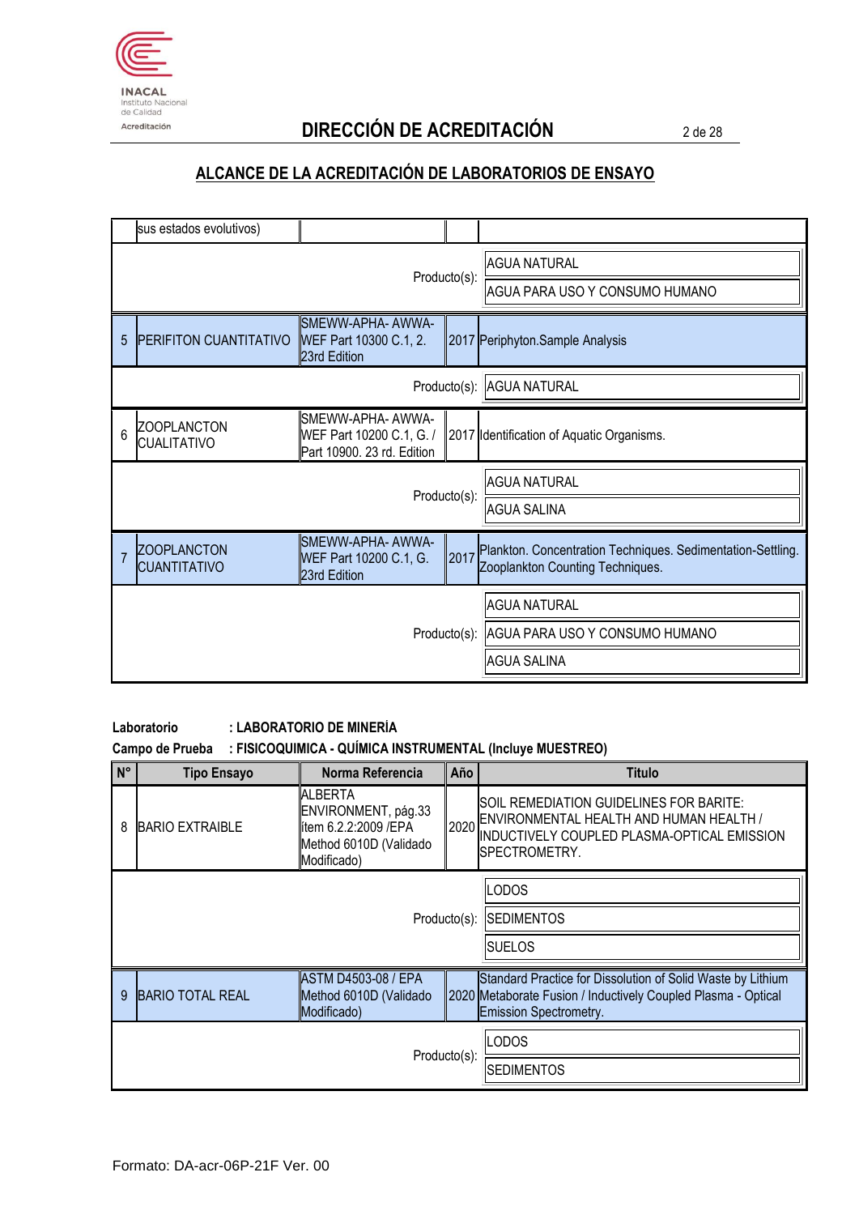## DIRECCIÓN DE ACREDITACIÓN

## ALCANCE DE LA ACREDITACIÓN DE LABORATORIOS DE ENSAYO

| N° | Tipo Ensayo | Norma Referencia | Año | Titulo |
|---|---|---|---|---|
| | sus estados evolutivos) | | | |
| | | | Producto(s): | AGUA NATURAL<br>AGUA PARA USO Y CONSUMO HUMANO |
| 5 | PERIFITON CUANTITATIVO | SMEWW-APHA- AWWA-WEF Part 10300 C.1, 2. 23rd Edition | 2017 | Periphyton.Sample Analysis |
| | | | Producto(s): | AGUA NATURAL |
| 6 | ZOOPLANCTON CUALITATIVO | SMEWW-APHA- AWWA-WEF Part 10200 C.1, G. / Part 10900. 23 rd. Edition | 2017 | Identification of Aquatic Organisms. |
| | | | Producto(s): | AGUA NATURAL<br>AGUA SALINA |
| 7 | ZOOPLANCTON CUANTITATIVO | SMEWW-APHA- AWWA-WEF Part 10200 C.1, G. 23rd Edition | 2017 | Plankton. Concentration Techniques. Sedimentation-Settling. Zooplankton Counting Techniques. |
| | | | Producto(s): | AGUA NATURAL<br>AGUA PARA USO Y CONSUMO HUMANO<br>AGUA SALINA |

**Laboratorio** : **LABORATORIO DE MINERÍA**

**Campo de Prueba** : **FISICOQUIMICA - QUÍMICA INSTRUMENTAL (Incluye MUESTREO)**

| N° | Tipo Ensayo | Norma Referencia | Año | Titulo |
|---|---|---|---|---|
| 8 | BARIO EXTRAIBLE | ALBERTA ENVIRONMENT, pág.33 ítem 6.2.2:2009 /EPA Method 6010D (Validado Modificado) | 2020 | SOIL REMEDIATION GUIDELINES FOR BARITE: ENVIRONMENTAL HEALTH AND HUMAN HEALTH / INDUCTIVELY COUPLED PLASMA-OPTICAL EMISSION SPECTROMETRY. |
| | | | Producto(s): | LODOS<br>SEDIMENTOS<br>SUELOS |
| 9 | BARIO TOTAL REAL | ASTM D4503-08 / EPA Method 6010D (Validado Modificado) | 2020 | Standard Practice for Dissolution of Solid Waste by Lithium Metaborate Fusion / Inductively Coupled Plasma - Optical Emission Spectrometry. |
| | | | Producto(s): | LODOS<br>SEDIMENTOS |

Formato: DA-acr-06P-21F Ver. 00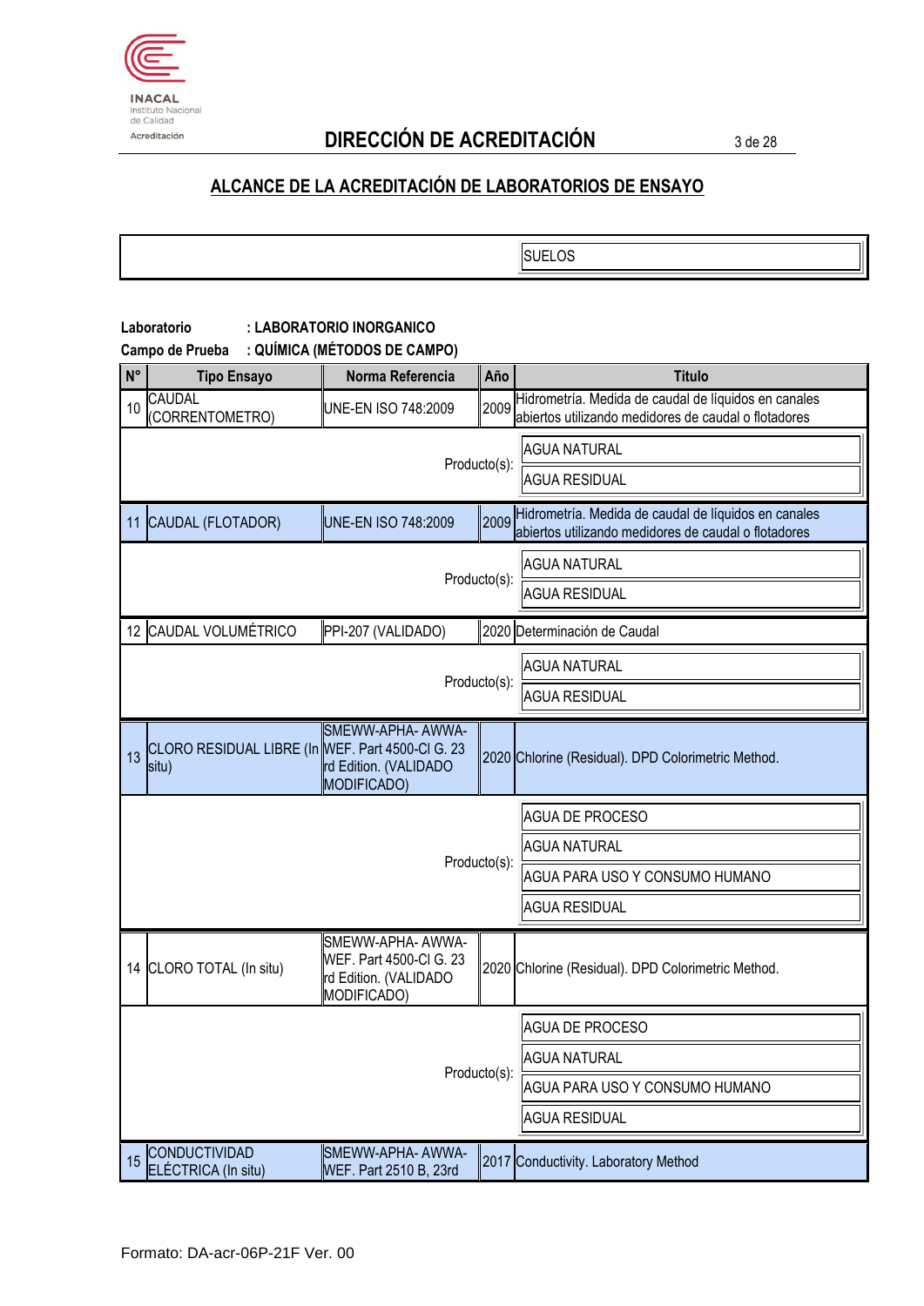## DIRECCIÓN DE ACREDITACIÓN

## ALCANCE DE LA ACREDITACIÓN DE LABORATORIOS DE ENSAYO

| | SUELOS |
|---|---|

**Laboratorio** : **LABORATORIO INORGANICO**
**Campo de Prueba** : **QUÍMICA (MÉTODOS DE CAMPO)**

| N° | Tipo Ensayo | Norma Referencia | Año | Titulo |
|---|---|---|---|---|
| 10 | CAUDAL (CORRENTOMETRO) | UNE-EN ISO 748:2009 | 2009 | Hidrometría. Medida de caudal de líquidos en canales abiertos utilizando medidores de caudal o flotadores |
| | | | Producto(s): | AGUA NATURAL |
| | | | | AGUA RESIDUAL |
| 11 | CAUDAL (FLOTADOR) | UNE-EN ISO 748:2009 | 2009 | Hidrometría. Medida de caudal de líquidos en canales abiertos utilizando medidores de caudal o flotadores |
| | | | Producto(s): | AGUA NATURAL |
| | | | | AGUA RESIDUAL |
| 12 | CAUDAL VOLUMÉTRICO | PPI-207 (VALIDADO) | 2020 | Determinación de Caudal |
| | | | Producto(s): | AGUA NATURAL |
| | | | | AGUA RESIDUAL |
| 13 | CLORO RESIDUAL LIBRE (In situ) | SMEWW-APHA- AWWA-WEF. Part 4500-Cl G. 23 rd Edition. (VALIDADO MODIFICADO) | 2020 | Chlorine (Residual). DPD Colorimetric Method. |
| | | | Producto(s): | AGUA DE PROCESO |
| | | | | AGUA NATURAL |
| | | | | AGUA PARA USO Y CONSUMO HUMANO |
| | | | | AGUA RESIDUAL |
| 14 | CLORO TOTAL (In situ) | SMEWW-APHA- AWWA-WEF. Part 4500-Cl G. 23 rd Edition. (VALIDADO MODIFICADO) | 2020 | Chlorine (Residual). DPD Colorimetric Method. |
| | | | Producto(s): | AGUA DE PROCESO |
| | | | | AGUA NATURAL |
| | | | | AGUA PARA USO Y CONSUMO HUMANO |
| | | | | AGUA RESIDUAL |
| 15 | CONDUCTIVIDAD ELÉCTRICA (In situ) | SMEWW-APHA- AWWA-WEF. Part 2510 B, 23rd | 2017 | Conductivity. Laboratory Method |

Formato: DA-acr-06P-21F Ver. 00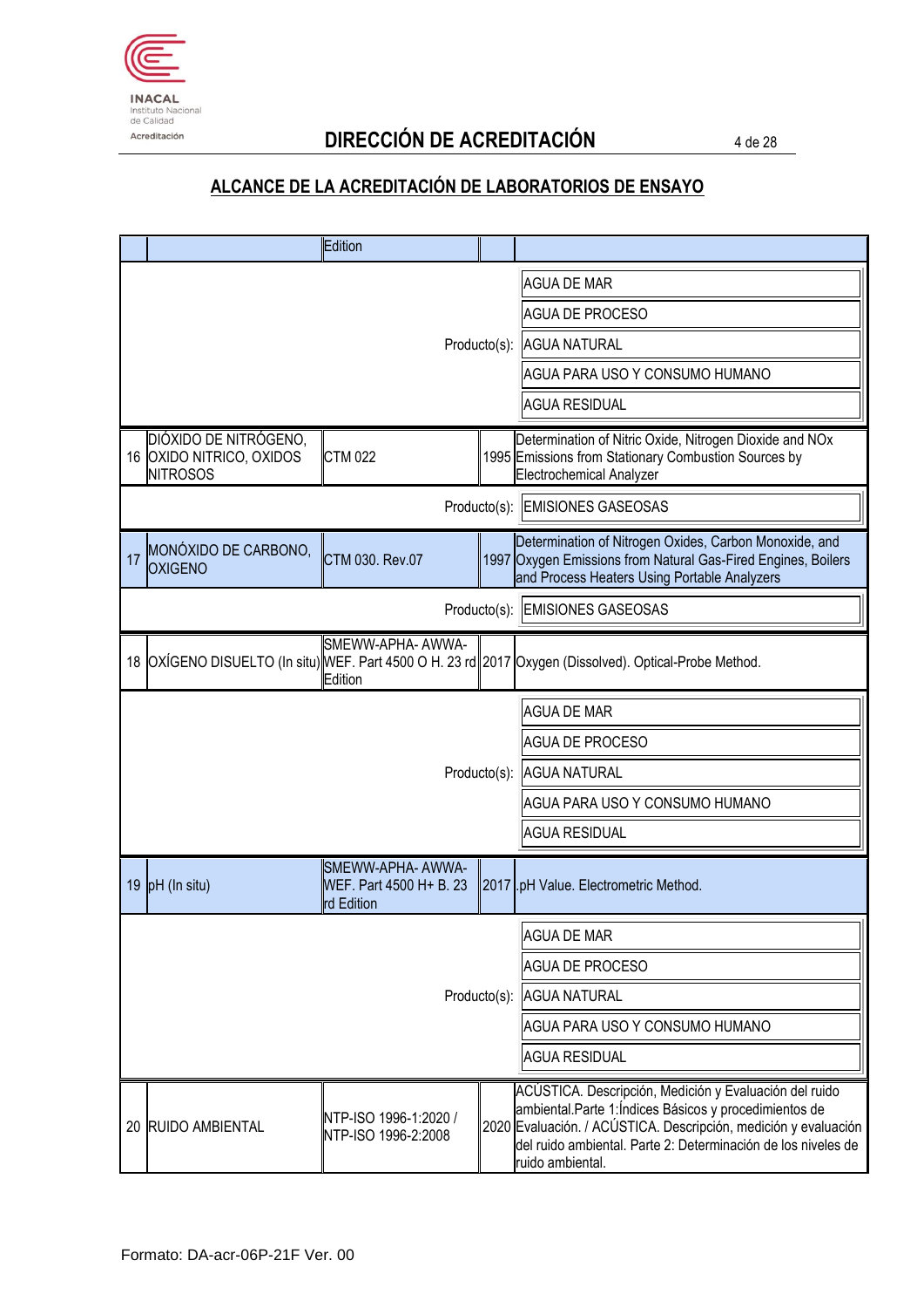# DIRECCIÓN DE ACREDITACIÓN

## ALCANCE DE LA ACREDITACIÓN DE LABORATORIOS DE ENSAYO

| N° | Ensayo | Método | Año | Título |
|---|---|---|---|---|
| | | Edition | | |
| | | | Producto(s): | AGUA DE MAR<br>AGUA DE PROCESO<br>AGUA NATURAL<br>AGUA PARA USO Y CONSUMO HUMANO<br>AGUA RESIDUAL |
| 16 | DIÓXIDO DE NITRÓGENO, OXIDO NITRICO, OXIDOS NITROSOS | CTM 022 | 1995 | Determination of Nitric Oxide, Nitrogen Dioxide and NOx Emissions from Stationary Combustion Sources by Electrochemical Analyzer |
| | | | Producto(s): | EMISIONES GASEOSAS |
| 17 | MONÓXIDO DE CARBONO, OXIGENO | CTM 030. Rev.07 | 1997 | Determination of Nitrogen Oxides, Carbon Monoxide, and Oxygen Emissions from Natural Gas-Fired Engines, Boilers and Process Heaters Using Portable Analyzers |
| | | | Producto(s): | EMISIONES GASEOSAS |
| 18 | OXÍGENO DISUELTO (In situ) | SMEWW-APHA- AWWA-WEF. Part 4500 O H. 23 rd Edition | 2017 | Oxygen (Dissolved). Optical-Probe Method. |
| | | | Producto(s): | AGUA DE MAR<br>AGUA DE PROCESO<br>AGUA NATURAL<br>AGUA PARA USO Y CONSUMO HUMANO<br>AGUA RESIDUAL |
| 19 | pH (In situ) | SMEWW-APHA- AWWA-WEF. Part 4500 H+ B. 23 rd Edition | 2017 | .pH Value. Electrometric Method. |
| | | | Producto(s): | AGUA DE MAR<br>AGUA DE PROCESO<br>AGUA NATURAL<br>AGUA PARA USO Y CONSUMO HUMANO<br>AGUA RESIDUAL |
| 20 | RUIDO AMBIENTAL | NTP-ISO 1996-1:2020 / NTP-ISO 1996-2:2008 | 2020 | ACÚSTICA. Descripción, Medición y Evaluación del ruido ambiental.Parte 1:Índices Básicos y procedimientos de Evaluación. / ACÚSTICA. Descripción, medición y evaluación del ruido ambiental. Parte 2: Determinación de los niveles de ruido ambiental. |

Formato: DA-acr-06P-21F Ver. 00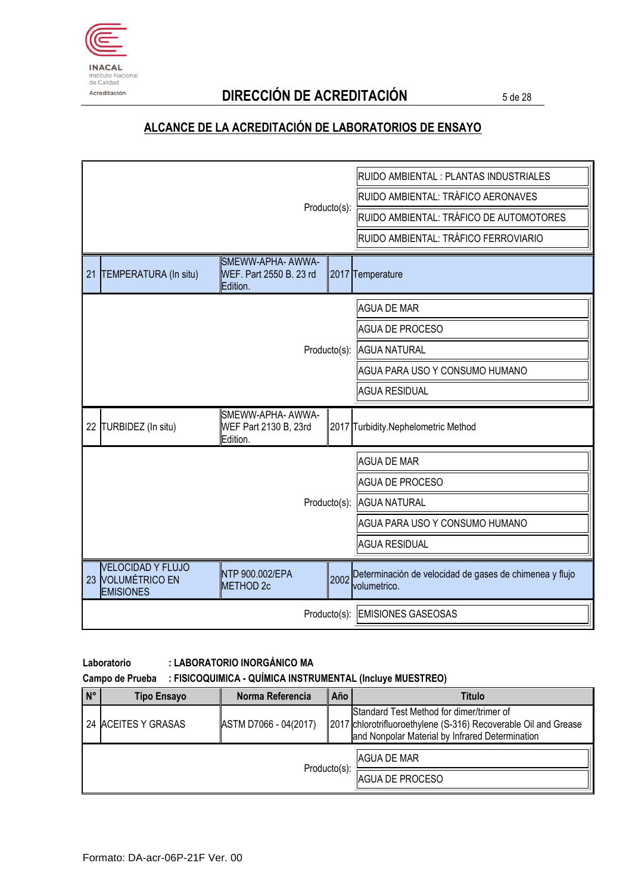## DIRECCIÓN DE ACREDITACIÓN

## ALCANCE DE LA ACREDITACIÓN DE LABORATORIOS DE ENSAYO

| N° | Tipo Ensayo | Norma Referencia | Año | Titulo |
|---|---|---|---|---|
| | | | Producto(s): | RUIDO AMBIENTAL : PLANTAS INDUSTRIALES<br>RUIDO AMBIENTAL: TRÁFICO AERONAVES<br>RUIDO AMBIENTAL: TRÁFICO DE AUTOMOTORES<br>RUIDO AMBIENTAL: TRÁFICO FERROVIARIO |
| 21 | TEMPERATURA (In situ) | SMEWW-APHA- AWWA- WEF. Part 2550 B. 23 rd Edition. | 2017 | Temperature |
| | | | Producto(s): | AGUA DE MAR<br>AGUA DE PROCESO<br>AGUA NATURAL<br>AGUA PARA USO Y CONSUMO HUMANO<br>AGUA RESIDUAL |
| 22 | TURBIDEZ (In situ) | SMEWW-APHA- AWWA- WEF Part 2130 B, 23rd Edition. | 2017 | Turbidity.Nephelometric Method |
| | | | Producto(s): | AGUA DE MAR<br>AGUA DE PROCESO<br>AGUA NATURAL<br>AGUA PARA USO Y CONSUMO HUMANO<br>AGUA RESIDUAL |
| 23 | VELOCIDAD Y FLUJO VOLUMÉTRICO EN EMISIONES | NTP 900.002/EPA METHOD 2c | 2002 | Determinación de velocidad de gases de chimenea y flujo volumetrico. |
| | | | Producto(s): | EMISIONES GASEOSAS |

**Laboratorio** : **LABORATORIO INORGÁNICO MA**

**Campo de Prueba** : **FISICOQUIMICA - QUÍMICA INSTRUMENTAL (Incluye MUESTREO)**

| N° | Tipo Ensayo | Norma Referencia | Año | Titulo |
|---|---|---|---|---|
| 24 | ACEITES Y GRASAS | ASTM D7066 - 04(2017) | 2017 | Standard Test Method for dimer/trimer of chlorotrifluoroethylene (S-316) Recoverable Oil and Grease and Nonpolar Material by Infrared Determination |
| | | | Producto(s): | AGUA DE MAR<br>AGUA DE PROCESO |

Formato: DA-acr-06P-21F Ver. 00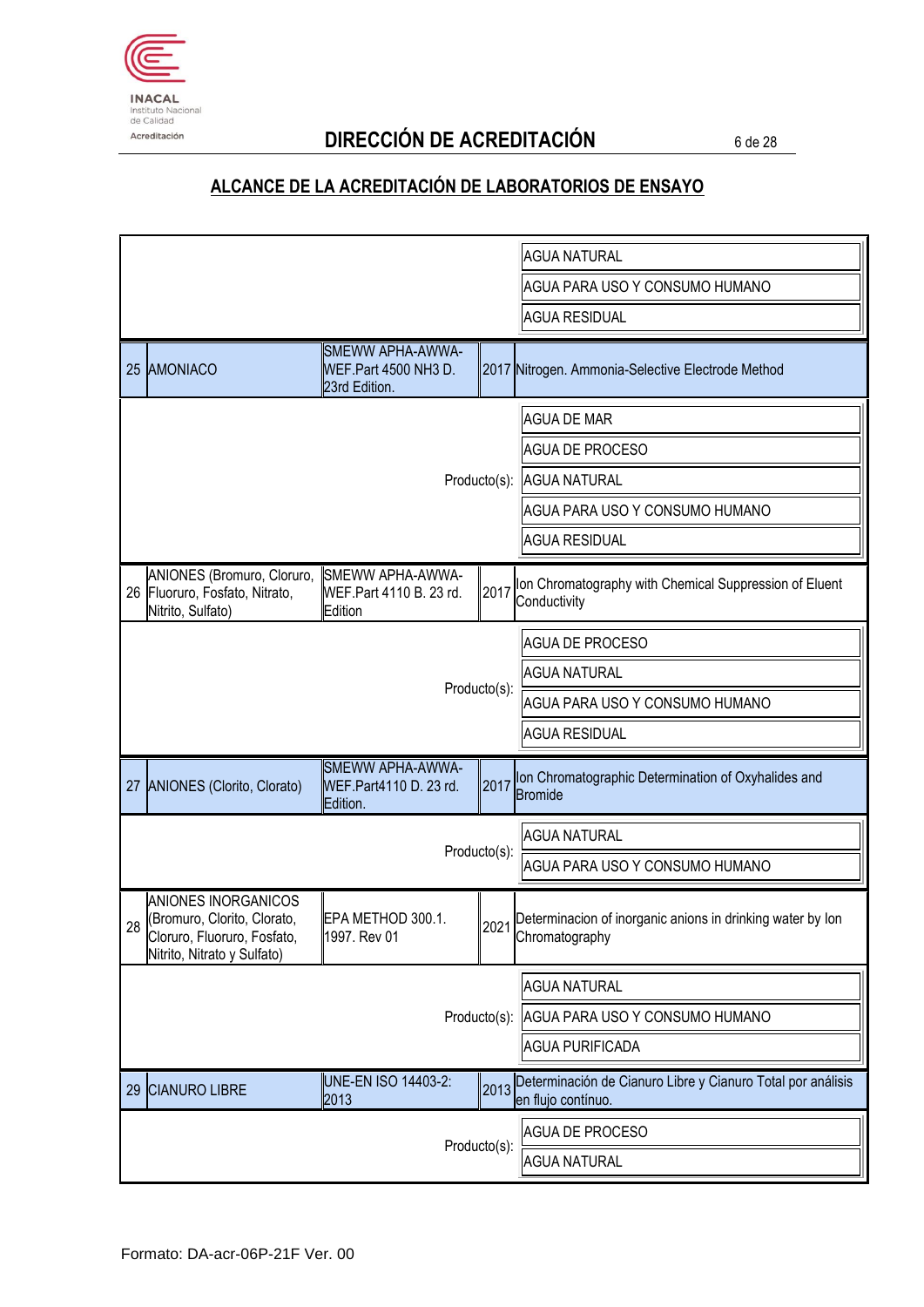## DIRECCIÓN DE ACREDITACIÓN

## ALCANCE DE LA ACREDITACIÓN DE LABORATORIOS DE ENSAYO

| N° | Ensayo | Método | Año | Título |
|---|---|---|---|---|
| | | | | AGUA NATURAL |
| | | | | AGUA PARA USO Y CONSUMO HUMANO |
| | | | | AGUA RESIDUAL |
| 25 | AMONIACO | SMEWW APHA-AWWA-WEF.Part 4500 NH3 D. 23rd Edition. | 2017 | Nitrogen. Ammonia-Selective Electrode Method |
| | | | Producto(s): | AGUA DE MAR |
| | | | | AGUA DE PROCESO |
| | | | | AGUA NATURAL |
| | | | | AGUA PARA USO Y CONSUMO HUMANO |
| | | | | AGUA RESIDUAL |
| 26 | ANIONES (Bromuro, Cloruro, Fluoruro, Fosfato, Nitrato, Nitrito, Sulfato) | SMEWW APHA-AWWA-WEF.Part 4110 B. 23 rd. Edition | 2017 | Ion Chromatography with Chemical Suppression of Eluent Conductivity |
| | | | Producto(s): | AGUA DE PROCESO |
| | | | | AGUA NATURAL |
| | | | | AGUA PARA USO Y CONSUMO HUMANO |
| | | | | AGUA RESIDUAL |
| 27 | ANIONES (Clorito, Clorato) | SMEWW APHA-AWWA-WEF.Part4110 D. 23 rd. Edition. | 2017 | Ion Chromatographic Determination of Oxyhalides and Bromide |
| | | | Producto(s): | AGUA NATURAL |
| | | | | AGUA PARA USO Y CONSUMO HUMANO |
| 28 | ANIONES INORGANICOS (Bromuro, Clorito, Clorato, Cloruro, Fluoruro, Fosfato, Nitrito, Nitrato y Sulfato) | EPA METHOD 300.1. 1997. Rev 01 | 2021 | Determinacion of inorganic anions in drinking water by Ion Chromatography |
| | | | Producto(s): | AGUA NATURAL |
| | | | | AGUA PARA USO Y CONSUMO HUMANO |
| | | | | AGUA PURIFICADA |
| 29 | CIANURO LIBRE | UNE-EN ISO 14403-2: 2013 | 2013 | Determinación de Cianuro Libre y Cianuro Total por análisis en flujo contínuo. |
| | | | Producto(s): | AGUA DE PROCESO |
| | | | | AGUA NATURAL |

Formato: DA-acr-06P-21F Ver. 00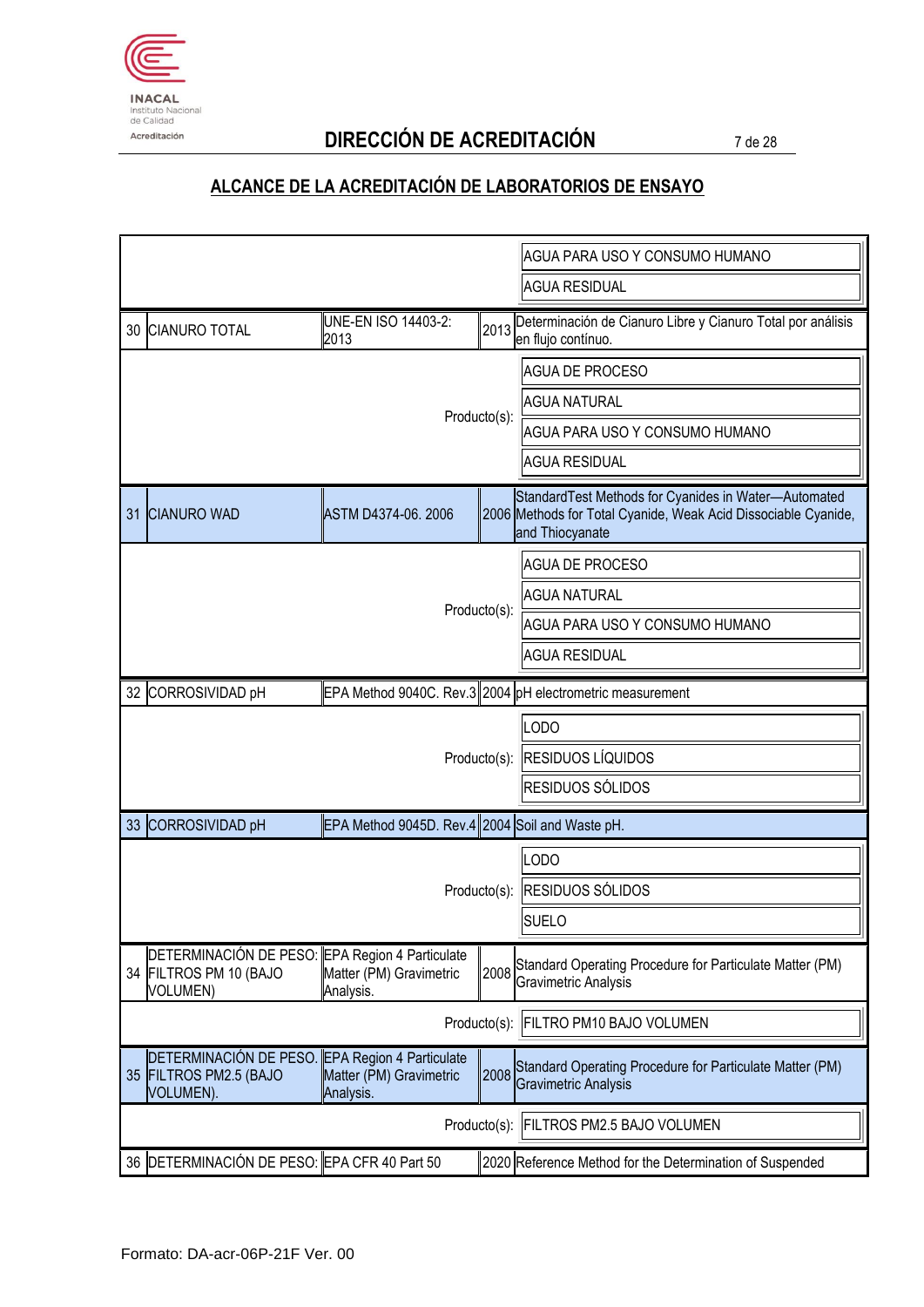## DIRECCIÓN DE ACREDITACIÓN

## ALCANCE DE LA ACREDITACIÓN DE LABORATORIOS DE ENSAYO

| N° | Ensayo | Norma | Año | Título |
|---|---|---|---|---|
| | | | | AGUA PARA USO Y CONSUMO HUMANO |
| | | | | AGUA RESIDUAL |
| 30 | CIANURO TOTAL | UNE-EN ISO 14403-2: 2013 | 2013 | Determinación de Cianuro Libre y Cianuro Total por análisis en flujo contínuo. |
| | | | Producto(s): | AGUA DE PROCESO |
| | | | | AGUA NATURAL |
| | | | | AGUA PARA USO Y CONSUMO HUMANO |
| | | | | AGUA RESIDUAL |
| 31 | CIANURO WAD | ASTM D4374-06. 2006 | 2006 | StandardTest Methods for Cyanides in Water—Automated Methods for Total Cyanide, Weak Acid Dissociable Cyanide, and Thiocyanate |
| | | | Producto(s): | AGUA DE PROCESO |
| | | | | AGUA NATURAL |
| | | | | AGUA PARA USO Y CONSUMO HUMANO |
| | | | | AGUA RESIDUAL |
| 32 | CORROSIVIDAD pH | EPA Method 9040C. Rev.3 | 2004 | pH electrometric measurement |
| | | | Producto(s): | LODO |
| | | | | RESIDUOS LÍQUIDOS |
| | | | | RESIDUOS SÓLIDOS |
| 33 | CORROSIVIDAD pH | EPA Method 9045D. Rev.4 | 2004 | Soil and Waste pH. |
| | | | Producto(s): | LODO |
| | | | | RESIDUOS SÓLIDOS |
| | | | | SUELO |
| 34 | DETERMINACIÓN DE PESO: FILTROS PM 10 (BAJO VOLUMEN) | EPA Region 4 Particulate Matter (PM) Gravimetric Analysis. | 2008 | Standard Operating Procedure for Particulate Matter (PM) Gravimetric Analysis |
| | | | Producto(s): | FILTRO PM10 BAJO VOLUMEN |
| 35 | DETERMINACIÓN DE PESO. FILTROS PM2.5 (BAJO VOLUMEN). | EPA Region 4 Particulate Matter (PM) Gravimetric Analysis. | 2008 | Standard Operating Procedure for Particulate Matter (PM) Gravimetric Analysis |
| | | | Producto(s): | FILTROS PM2.5 BAJO VOLUMEN |
| 36 | DETERMINACIÓN DE PESO: | EPA CFR 40 Part 50 | 2020 | Reference Method for the Determination of Suspended |

Formato: DA-acr-06P-21F Ver. 00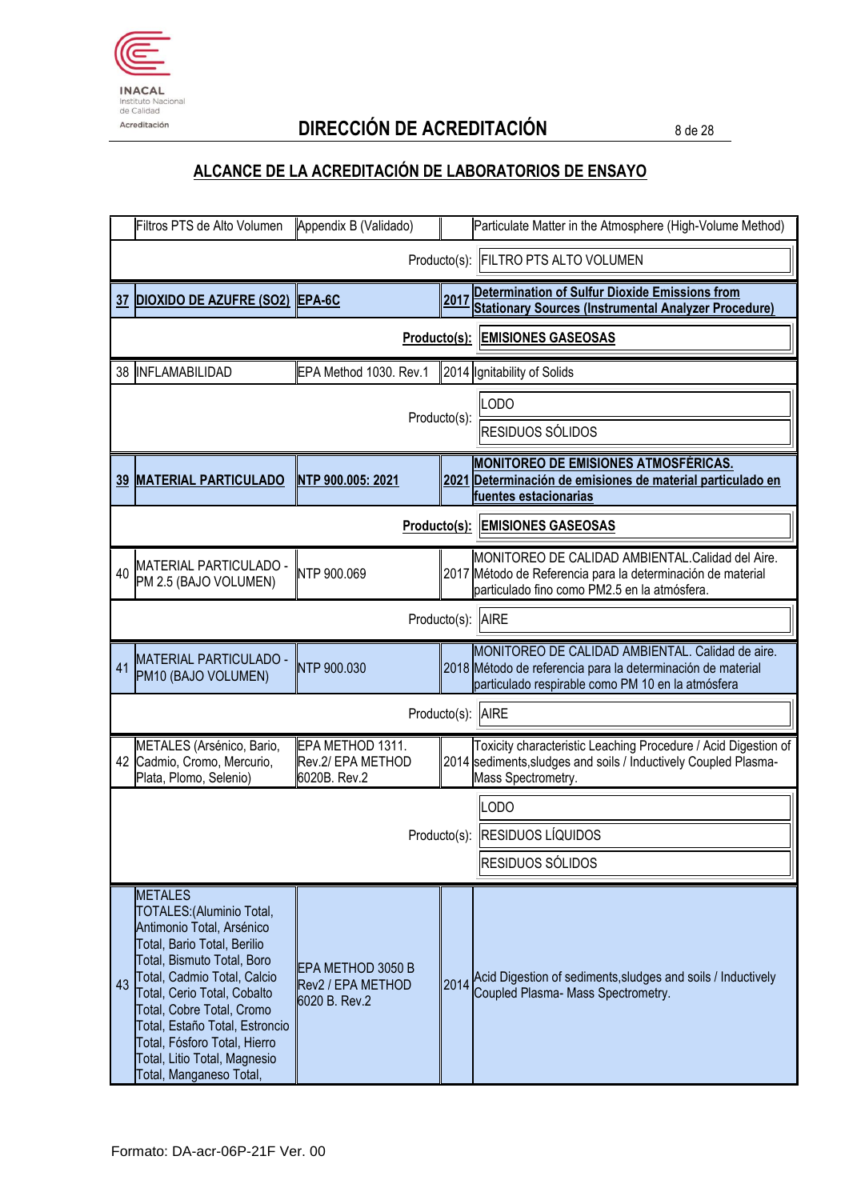## DIRECCIÓN DE ACREDITACIÓN

## ALCANCE DE LA ACREDITACIÓN DE LABORATORIOS DE ENSAYO

| N° | Ensayo | Método | Año | Título |
|---|---|---|---|---|
| | Filtros PTS de Alto Volumen | Appendix B (Validado) | | Particulate Matter in the Atmosphere (High-Volume Method) |
| | | | Producto(s): | FILTRO PTS ALTO VOLUMEN |
| **37** | **DIOXIDO DE AZUFRE (SO2)** | **EPA-6C** | **2017** | **Determination of Sulfur Dioxide Emissions from Stationary Sources (Instrumental Analyzer Procedure)** |
| | | | **Producto(s):** | **EMISIONES GASEOSAS** |
| 38 | INFLAMABILIDAD | EPA Method 1030. Rev.1 | 2014 | Ignitability of Solids |
| | | | Producto(s): | LODO |
| | | | | RESIDUOS SÓLIDOS |
| **39** | **MATERIAL PARTICULADO** | **NTP 900.005: 2021** | **2021** | **MONITOREO DE EMISIONES ATMOSFÉRICAS. Determinación de emisiones de material particulado en fuentes estacionarias** |
| | | | **Producto(s):** | **EMISIONES GASEOSAS** |
| 40 | MATERIAL PARTICULADO - PM 2.5 (BAJO VOLUMEN) | NTP 900.069 | 2017 | MONITOREO DE CALIDAD AMBIENTAL.Calidad del Aire. Método de Referencia para la determinación de material particulado fino como PM2.5 en la atmósfera. |
| | | | Producto(s): | AIRE |
| 41 | MATERIAL PARTICULADO - PM10 (BAJO VOLUMEN) | NTP 900.030 | 2018 | MONITOREO DE CALIDAD AMBIENTAL. Calidad de aire. Método de referencia para la determinación de material particulado respirable como PM 10 en la atmósfera |
| | | | Producto(s): | AIRE |
| 42 | METALES (Arsénico, Bario, Cadmio, Cromo, Mercurio, Plata, Plomo, Selenio) | EPA METHOD 1311. Rev.2/ EPA METHOD 6020B. Rev.2 | 2014 | Toxicity characteristic Leaching Procedure / Acid Digestion of sediments,sludges and soils / Inductively Coupled Plasma-Mass Spectrometry. |
| | | | Producto(s): | LODO |
| | | | | RESIDUOS LÍQUIDOS |
| | | | | RESIDUOS SÓLIDOS |
| 43 | METALES TOTALES:(Aluminio Total, Antimonio Total, Arsénico Total, Bario Total, Berilio Total, Bismuto Total, Boro Total, Cadmio Total, Calcio Total, Cerio Total, Cobalto Total, Cobre Total, Cromo Total, Estaño Total, Estroncio Total, Fósforo Total, Hierro Total, Litio Total, Magnesio Total, Manganeso Total, | EPA METHOD 3050 B Rev2 / EPA METHOD 6020 B. Rev.2 | 2014 | Acid Digestion of sediments,sludges and soils / Inductively Coupled Plasma- Mass Spectrometry. |

Formato: DA-acr-06P-21F Ver. 00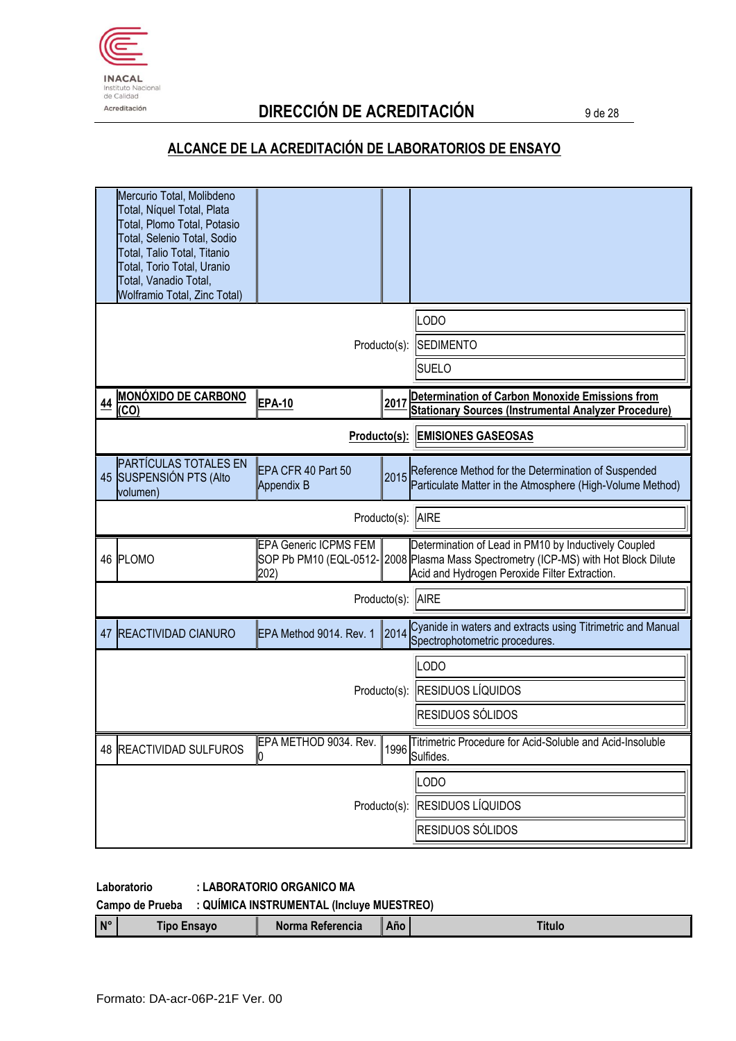## DIRECCIÓN DE ACREDITACIÓN

## ALCANCE DE LA ACREDITACIÓN DE LABORATORIOS DE ENSAYO

| N° | Tipo Ensayo | Norma Referencia | Año | Titulo |
|---|---|---|---|---|
| | Mercurio Total, Molibdeno Total, Níquel Total, Plata Total, Plomo Total, Potasio Total, Selenio Total, Sodio Total, Talio Total, Titanio Total, Torio Total, Uranio Total, Vanadio Total, Wolframio Total, Zinc Total) | | | |
| | | | Producto(s): | LODO<br>SEDIMENTO<br>SUELO |
| **44** | **MONÓXIDO DE CARBONO (CO)** | **EPA-10** | **2017** | **Determination of Carbon Monoxide Emissions from Stationary Sources (Instrumental Analyzer Procedure)** |
| | | | **Producto(s):** | **EMISIONES GASEOSAS** |
| 45 | PARTÍCULAS TOTALES EN SUSPENSIÓN PTS (Alto volumen) | EPA CFR 40 Part 50 Appendix B | 2015 | Reference Method for the Determination of Suspended Particulate Matter in the Atmosphere (High-Volume Method) |
| | | | Producto(s): | AIRE |
| 46 | PLOMO | EPA Generic ICPMS FEM SOP Pb PM10 (EQL-0512-202) | 2008 | Determination of Lead in PM10 by Inductively Coupled Plasma Mass Spectrometry (ICP-MS) with Hot Block Dilute Acid and Hydrogen Peroxide Filter Extraction. |
| | | | Producto(s): | AIRE |
| 47 | REACTIVIDAD CIANURO | EPA Method 9014. Rev. 1 | 2014 | Cyanide in waters and extracts using Titrimetric and Manual Spectrophotometric procedures. |
| | | | Producto(s): | LODO<br>RESIDUOS LÍQUIDOS<br>RESIDUOS SÓLIDOS |
| 48 | REACTIVIDAD SULFUROS | EPA METHOD 9034. Rev. 0 | 1996 | Titrimetric Procedure for Acid-Soluble and Acid-Insoluble Sulfides. |
| | | | Producto(s): | LODO<br>RESIDUOS LÍQUIDOS<br>RESIDUOS SÓLIDOS |

**Laboratorio : LABORATORIO ORGANICO MA**

**Campo de Prueba : QUÍMICA INSTRUMENTAL (Incluye MUESTREO)**

| N° | Tipo Ensayo | Norma Referencia | Año | Titulo |
|---|---|---|---|---|

Formato: DA-acr-06P-21F Ver. 00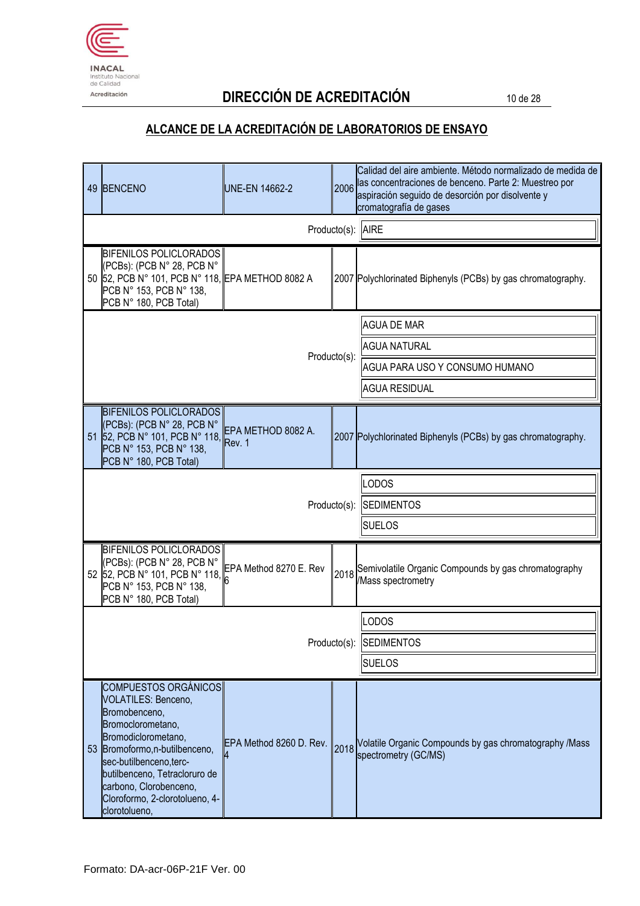## DIRECCIÓN DE ACREDITACIÓN

## ALCANCE DE LA ACREDITACIÓN DE LABORATORIOS DE ENSAYO

| N° | Ensayo | Método | Año | Título |
|---|---|---|---|---|
| 49 | BENCENO | UNE-EN 14662-2 | 2006 | Calidad del aire ambiente. Método normalizado de medida de las concentraciones de benceno. Parte 2: Muestreo por aspiración seguido de desorción por disolvente y cromatografía de gases |
| | | | Producto(s): | AIRE |
| 50 | BIFENILOS POLICLORADOS (PCBs): (PCB N° 28, PCB N° 52, PCB N° 101, PCB N° 118, PCB N° 153, PCB N° 138, PCB N° 180, PCB Total) | EPA METHOD 8082 A | 2007 | Polychlorinated Biphenyls (PCBs) by gas chromatography. |
| | | | Producto(s): | AGUA DE MAR<br>AGUA NATURAL<br>AGUA PARA USO Y CONSUMO HUMANO<br>AGUA RESIDUAL |
| 51 | BIFENILOS POLICLORADOS (PCBs): (PCB N° 28, PCB N° 52, PCB N° 101, PCB N° 118, PCB N° 153, PCB N° 138, PCB N° 180, PCB Total) | EPA METHOD 8082 A. Rev. 1 | 2007 | Polychlorinated Biphenyls (PCBs) by gas chromatography. |
| | | | Producto(s): | LODOS<br>SEDIMENTOS<br>SUELOS |
| 52 | BIFENILOS POLICLORADOS (PCBs): (PCB N° 28, PCB N° 52, PCB N° 101, PCB N° 118, PCB N° 153, PCB N° 138, PCB N° 180, PCB Total) | EPA Method 8270 E. Rev 6 | 2018 | Semivolatile Organic Compounds by gas chromatography /Mass spectrometry |
| | | | Producto(s): | LODOS<br>SEDIMENTOS<br>SUELOS |
| 53 | COMPUESTOS ORGÁNICOS VOLATILES: Benceno, Bromobenceno, Bromoclorometano, Bromodiclorometano, Bromoformo,n-butilbenceno, sec-butilbenceno,terc-butilbenceno, Tetracloruro de carbono, Clorobenceno, Cloroformo, 2-clorotolueno, 4-clorotolueno, | EPA Method 8260 D. Rev. 4 | 2018 | Volatile Organic Compounds by gas chromatography /Mass spectrometry (GC/MS) |

Formato: DA-acr-06P-21F Ver. 00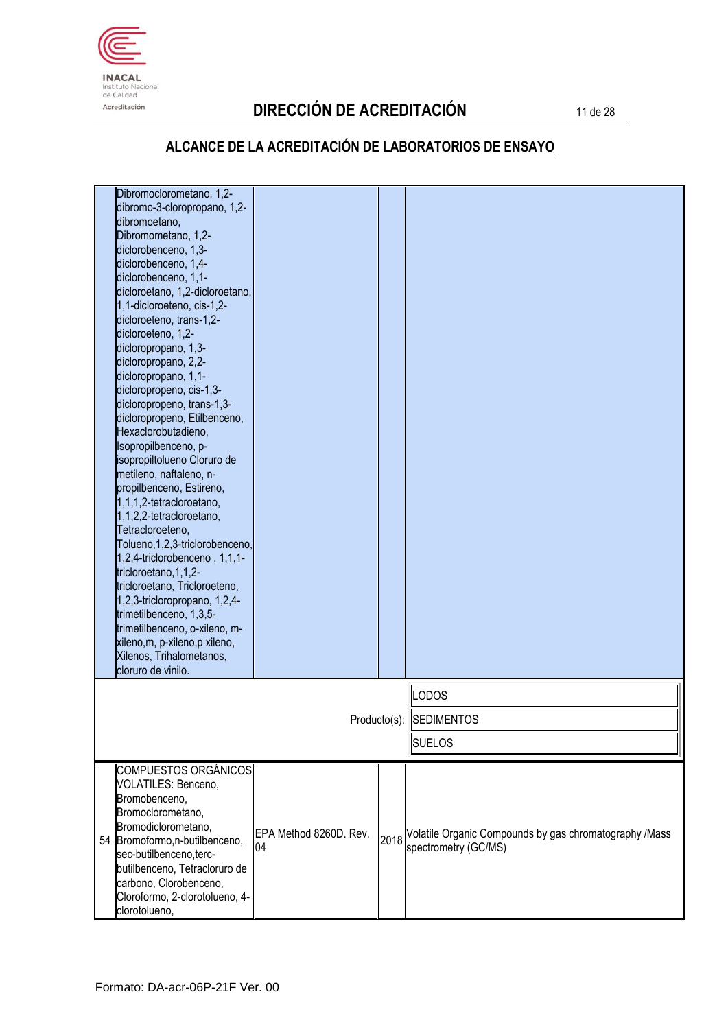## DIRECCIÓN DE ACREDITACIÓN

## ALCANCE DE LA ACREDITACIÓN DE LABORATORIOS DE ENSAYO

| | | | | |
|---|---|---|---|---|
| | Dibromoclorometano, 1,2-dibromo-3-cloropropano, 1,2-dibromoetano, Dibromometano, 1,2-diclorobenceno, 1,3-diclorobenceno, 1,4-diclorobenceno, 1,1-dicloroetano, 1,2-dicloroetano, 1,1-dicloroeteno, cis-1,2-dicloroeteno, trans-1,2-dicloroeteno, 1,2-dicloropropano, 1,3-dicloropropano, 2,2-dicloropropano, 1,1-dicloropropeno, cis-1,3-dicloropropeno, trans-1,3-dicloropropeno, Etilbenceno, Hexaclorobutadieno, Isopropilbenceno, p-isopropiltolueno Cloruro de metileno, naftaleno, n-propilbenceno, Estireno, 1,1,1,2-tetracloroetano, 1,1,2,2-tetracloroetano, Tetracloroeteno, Tolueno,1,2,3-triclorobenceno, 1,2,4-triclorobenceno , 1,1,1-tricloroetano,1,1,2-tricloroetano, Tricloroeteno, 1,2,3-tricloropropano, 1,2,4-trimetilbenceno, 1,3,5-trimetilbenceno, o-xileno, m-xileno,m, p-xileno,p xileno, Xilenos, Trihalometanos, cloruro de vinilo. | | | |
| | | | Producto(s): | LODOS<br>SEDIMENTOS<br>SUELOS |
| 54 | COMPUESTOS ORGÁNICOS VOLATILES: Benceno, Bromobenceno, Bromoclorometano, Bromodiclorometano, Bromoformo,n-butilbenceno, sec-butilbenceno,terc-butilbenceno, Tetracloruro de carbono, Clorobenceno, Cloroformo, 2-clorotolueno, 4-clorotolueno, | EPA Method 8260D. Rev. 04 | 2018 | Volatile Organic Compounds by gas chromatography /Mass spectrometry (GC/MS) |

Formato: DA-acr-06P-21F Ver. 00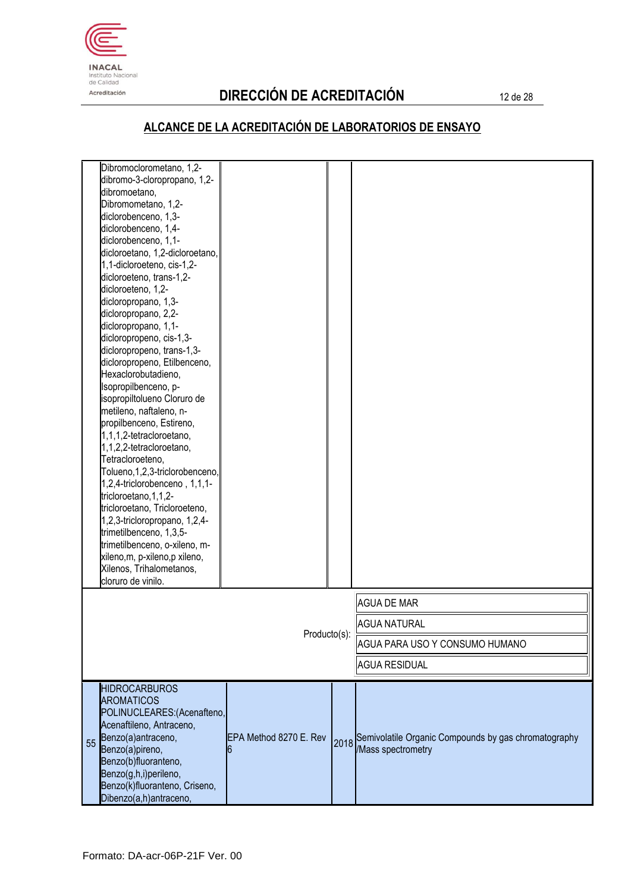## DIRECCIÓN DE ACREDITACIÓN

## ALCANCE DE LA ACREDITACIÓN DE LABORATORIOS DE ENSAYO

| | | | | |
|---|---|---|---|---|
| | Dibromoclorometano, 1,2-dibromo-3-cloropropano, 1,2-dibromoetano, Dibromometano, 1,2-diclorobenceno, 1,3-diclorobenceno, 1,4-diclorobenceno, 1,1-dicloroetano, 1,2-dicloroetano, 1,1-dicloroeteno, cis-1,2-dicloroeteno, trans-1,2-dicloroeteno, 1,2-dicloropropano, 1,3-dicloropropano, 2,2-dicloropropano, 1,1-dicloropropeno, cis-1,3-dicloropropeno, trans-1,3-dicloropropeno, Etilbenceno, Hexaclorobutadieno, Isopropilbenceno, p-isopropiltolueno Cloruro de metileno, naftaleno, n-propilbenceno, Estireno, 1,1,1,2-tetracloroetano, 1,1,2,2-tetracloroetano, Tetracloroeteno, Tolueno,1,2,3-triclorobenceno, 1,2,4-triclorobenceno , 1,1,1-tricloroetano,1,1,2-tricloroetano, Tricloroeteno, 1,2,3-tricloropropano, 1,2,4-trimetilbenceno, 1,3,5-trimetilbenceno, o-xileno, m-xileno,m, p-xileno,p xileno, Xilenos, Trihalometanos, cloruro de vinilo. | | | |
| | | | Producto(s): | AGUA DE MAR<br>AGUA NATURAL<br>AGUA PARA USO Y CONSUMO HUMANO<br>AGUA RESIDUAL |
| 55 | HIDROCARBUROS AROMATICOS POLINUCLEARES:(Acenafteno, Acenaftileno, Antraceno, Benzo(a)antraceno, Benzo(a)pireno, Benzo(b)fluoranteno, Benzo(g,h,i)perileno, Benzo(k)fluoranteno, Criseno, Dibenzo(a,h)antraceno, | EPA Method 8270 E. Rev 6 | 2018 | Semivolatile Organic Compounds by gas chromatography /Mass spectrometry |

Formato: DA-acr-06P-21F Ver. 00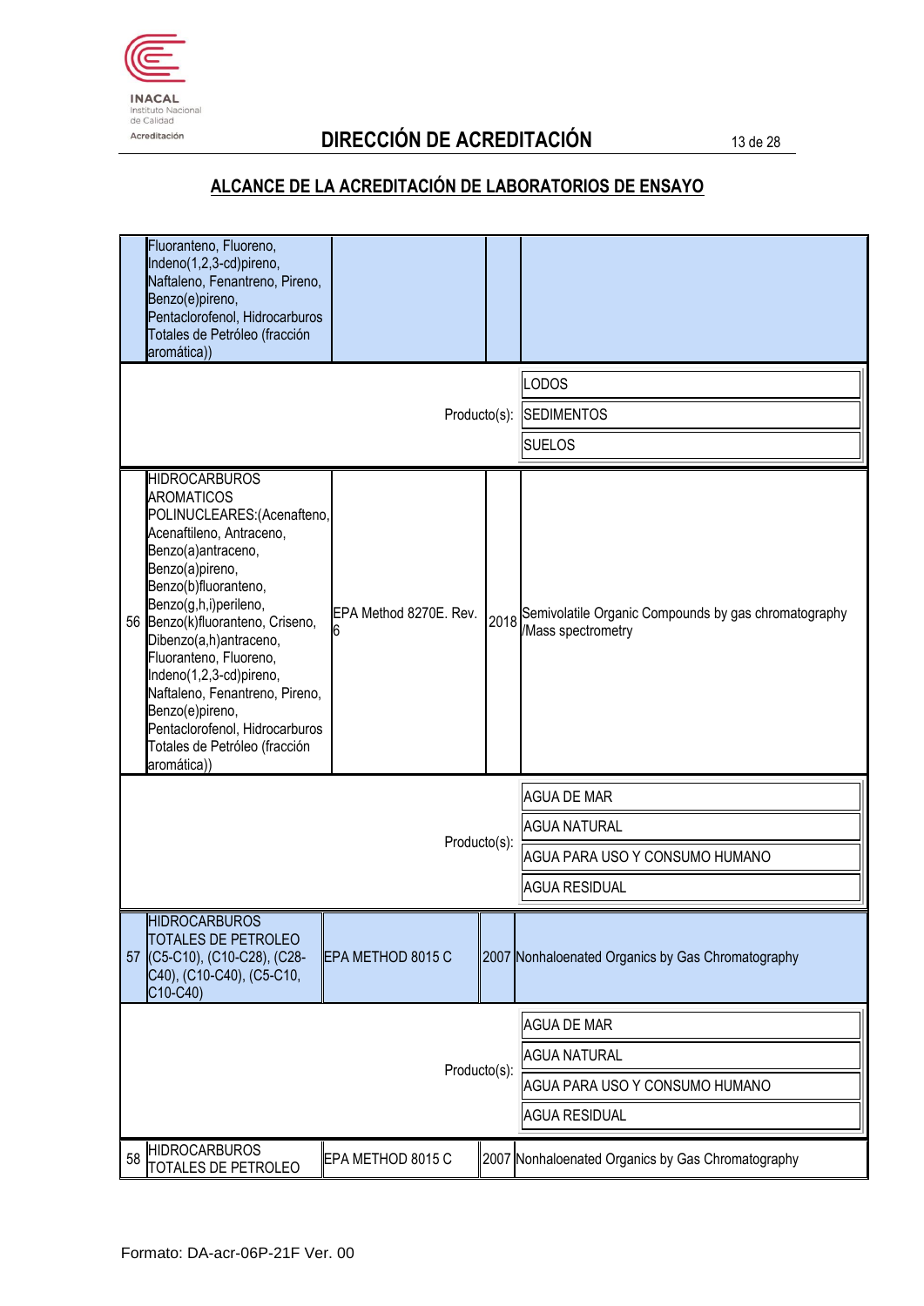## DIRECCIÓN DE ACREDITACIÓN

## ALCANCE DE LA ACREDITACIÓN DE LABORATORIOS DE ENSAYO

| N° | Ensayo | Método | Año | Título |
|---|---|---|---|---|
| | Fluoranteno, Fluoreno, Indeno(1,2,3-cd)pireno, Naftaleno, Fenantreno, Pireno, Benzo(e)pireno, Pentaclorofenol, Hidrocarburos Totales de Petróleo (fracción aromática)) | | | |
| | | | Producto(s): | LODOS<br>SEDIMENTOS<br>SUELOS |
| 56 | HIDROCARBUROS AROMATICOS POLINUCLEARES:(Acenafteno, Acenaftileno, Antraceno, Benzo(a)antraceno, Benzo(a)pireno, Benzo(b)fluoranteno, Benzo(g,h,i)perileno, Benzo(k)fluoranteno, Criseno, Dibenzo(a,h)antraceno, Fluoranteno, Fluoreno, Indeno(1,2,3-cd)pireno, Naftaleno, Fenantreno, Pireno, Benzo(e)pireno, Pentaclorofenol, Hidrocarburos Totales de Petróleo (fracción aromática)) | EPA Method 8270E. Rev. 6 | 2018 | Semivolatile Organic Compounds by gas chromatography /Mass spectrometry |
| | | | Producto(s): | AGUA DE MAR<br>AGUA NATURAL<br>AGUA PARA USO Y CONSUMO HUMANO<br>AGUA RESIDUAL |
| 57 | HIDROCARBUROS TOTALES DE PETROLEO (C5-C10), (C10-C28), (C28-C40), (C10-C40), (C5-C10, C10-C40) | EPA METHOD 8015 C | 2007 | Nonhaloenated Organics by Gas Chromatography |
| | | | Producto(s): | AGUA DE MAR<br>AGUA NATURAL<br>AGUA PARA USO Y CONSUMO HUMANO<br>AGUA RESIDUAL |
| 58 | HIDROCARBUROS TOTALES DE PETROLEO | EPA METHOD 8015 C | 2007 | Nonhaloenated Organics by Gas Chromatography |

Formato: DA-acr-06P-21F Ver. 00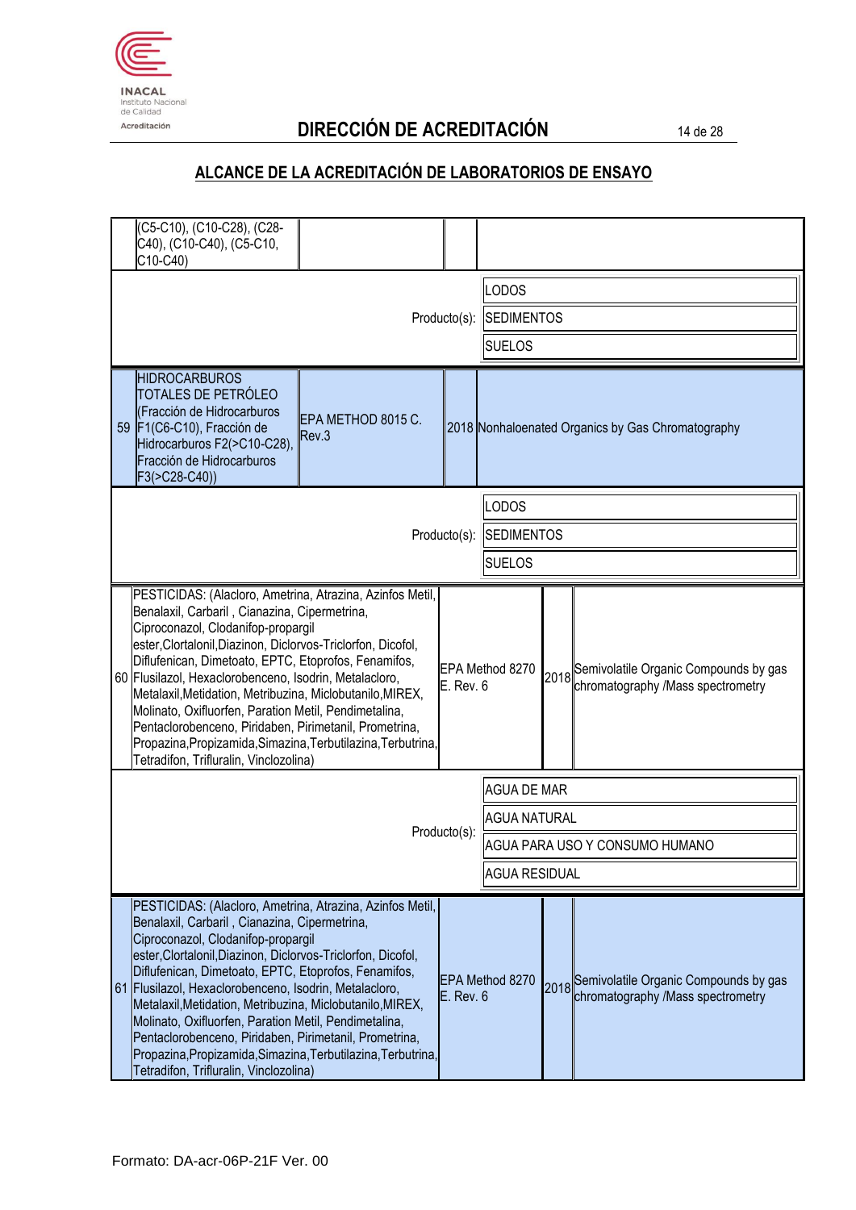## DIRECCIÓN DE ACREDITACIÓN

## ALCANCE DE LA ACREDITACIÓN DE LABORATORIOS DE ENSAYO

| N° | Ensayo | Método | Año | Título |
|---|---|---|---|---|
| | (C5-C10), (C10-C28), (C28-C40), (C10-C40), (C5-C10, C10-C40) | | | |
| | | | Producto(s): | LODOS<br>SEDIMENTOS<br>SUELOS |
| 59 | HIDROCARBUROS TOTALES DE PETRÓLEO (Fracción de Hidrocarburos F1(C6-C10), Fracción de Hidrocarburos F2(>C10-C28), Fracción de Hidrocarburos F3(>C28-C40)) | EPA METHOD 8015 C. Rev.3 | 2018 | Nonhaloenated Organics by Gas Chromatography |
| | | | Producto(s): | LODOS<br>SEDIMENTOS<br>SUELOS |
| 60 | PESTICIDAS: (Alacloro, Ametrina, Atrazina, Azinfos Metil, Benalaxil, Carbaril , Cianazina, Cipermetrina, Ciproconazol, Clodanifop-propargil ester,Clortalonil,Diazinon, Diclorvos-Triclorfon, Dicofol, Diflufenican, Dimetoato, EPTC, Etoprofos, Fenamifos, Flusilazol, Hexaclorobenceno, Isodrin, Metalacloro, Metalaxil,Metidation, Metribuzina, Miclobutanilo,MIREX, Molinato, Oxifluorfen, Paration Metil, Pendimetalina, Pentaclorobenceno, Piridaben, Pirimetanil, Prometrina, Propazina,Propizamida,Simazina,Terbutilazina,Terbutrina, Tetradifon, Trifluralin, Vinclozolina) | EPA Method 8270 E. Rev. 6 | 2018 | Semivolatile Organic Compounds by gas chromatography /Mass spectrometry |
| | | | Producto(s): | AGUA DE MAR<br>AGUA NATURAL<br>AGUA PARA USO Y CONSUMO HUMANO<br>AGUA RESIDUAL |
| 61 | PESTICIDAS: (Alacloro, Ametrina, Atrazina, Azinfos Metil, Benalaxil, Carbaril , Cianazina, Cipermetrina, Ciproconazol, Clodanifop-propargil ester,Clortalonil,Diazinon, Diclorvos-Triclorfon, Dicofol, Diflufenican, Dimetoato, EPTC, Etoprofos, Fenamifos, Flusilazol, Hexaclorobenceno, Isodrin, Metalacloro, Metalaxil,Metidation, Metribuzina, Miclobutanilo,MIREX, Molinato, Oxifluorfen, Paration Metil, Pendimetalina, Pentaclorobenceno, Piridaben, Pirimetanil, Prometrina, Propazina,Propizamida,Simazina,Terbutilazina,Terbutrina, Tetradifon, Trifluralin, Vinclozolina) | EPA Method 8270 E. Rev. 6 | 2018 | Semivolatile Organic Compounds by gas chromatography /Mass spectrometry |

Formato: DA-acr-06P-21F Ver. 00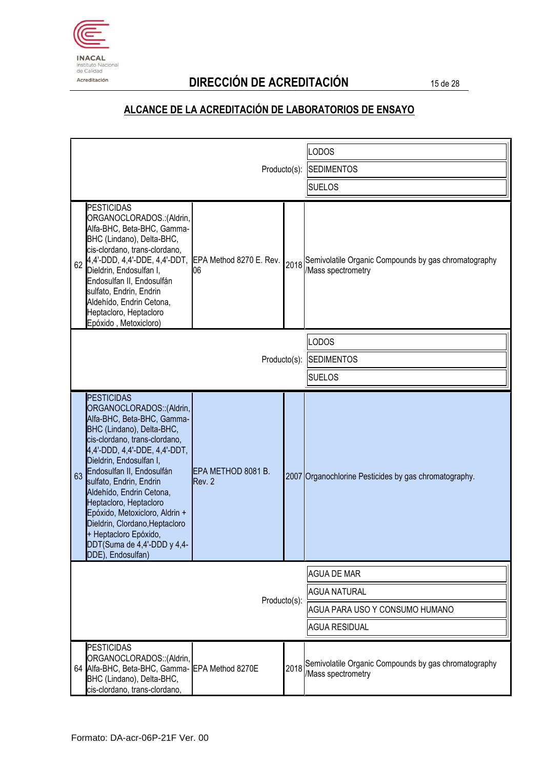## DIRECCIÓN DE ACREDITACIÓN

## ALCANCE DE LA ACREDITACIÓN DE LABORATORIOS DE ENSAYO

| | | | | |
|---|---|---|---|---|
| | | | Producto(s): | LODOS<br>SEDIMENTOS<br>SUELOS |
| 62 | PESTICIDAS ORGANOCLORADOS.:(Aldrin, Alfa-BHC, Beta-BHC, Gamma-BHC (Lindano), Delta-BHC, cis-clordano, trans-clordano, 4,4'-DDD, 4,4'-DDE, 4,4'-DDT, Dieldrin, Endosulfan I, Endosulfan II, Endosulfán sulfato, Endrin, Endrin Aldehído, Endrin Cetona, Heptacloro, Heptacloro Epóxido , Metoxicloro) | EPA Method 8270 E. Rev. 06 | 2018 | Semivolatile Organic Compounds by gas chromatography /Mass spectrometry |
| | | | Producto(s): | LODOS<br>SEDIMENTOS<br>SUELOS |
| 63 | PESTICIDAS ORGANOCLORADOS::(Aldrin, Alfa-BHC, Beta-BHC, Gamma-BHC (Lindano), Delta-BHC, cis-clordano, trans-clordano, 4,4'-DDD, 4,4'-DDE, 4,4'-DDT, Dieldrin, Endosulfan I, Endosulfan II, Endosulfán sulfato, Endrin, Endrin Aldehído, Endrin Cetona, Heptacloro, Heptacloro Epóxido, Metoxicloro, Aldrin + Dieldrin, Clordano,Heptacloro + Heptacloro Epóxido, DDT(Suma de 4,4'-DDD y 4,4-DDE), Endosulfan) | EPA METHOD 8081 B. Rev. 2 | 2007 | Organochlorine Pesticides by gas chromatography. |
| | | | Producto(s): | AGUA DE MAR<br>AGUA NATURAL<br>AGUA PARA USO Y CONSUMO HUMANO<br>AGUA RESIDUAL |
| 64 | PESTICIDAS ORGANOCLORADOS::(Aldrin, Alfa-BHC, Beta-BHC, Gamma-BHC (Lindano), Delta-BHC, cis-clordano, trans-clordano, | EPA Method 8270E | 2018 | Semivolatile Organic Compounds by gas chromatography /Mass spectrometry |

Formato: DA-acr-06P-21F Ver. 00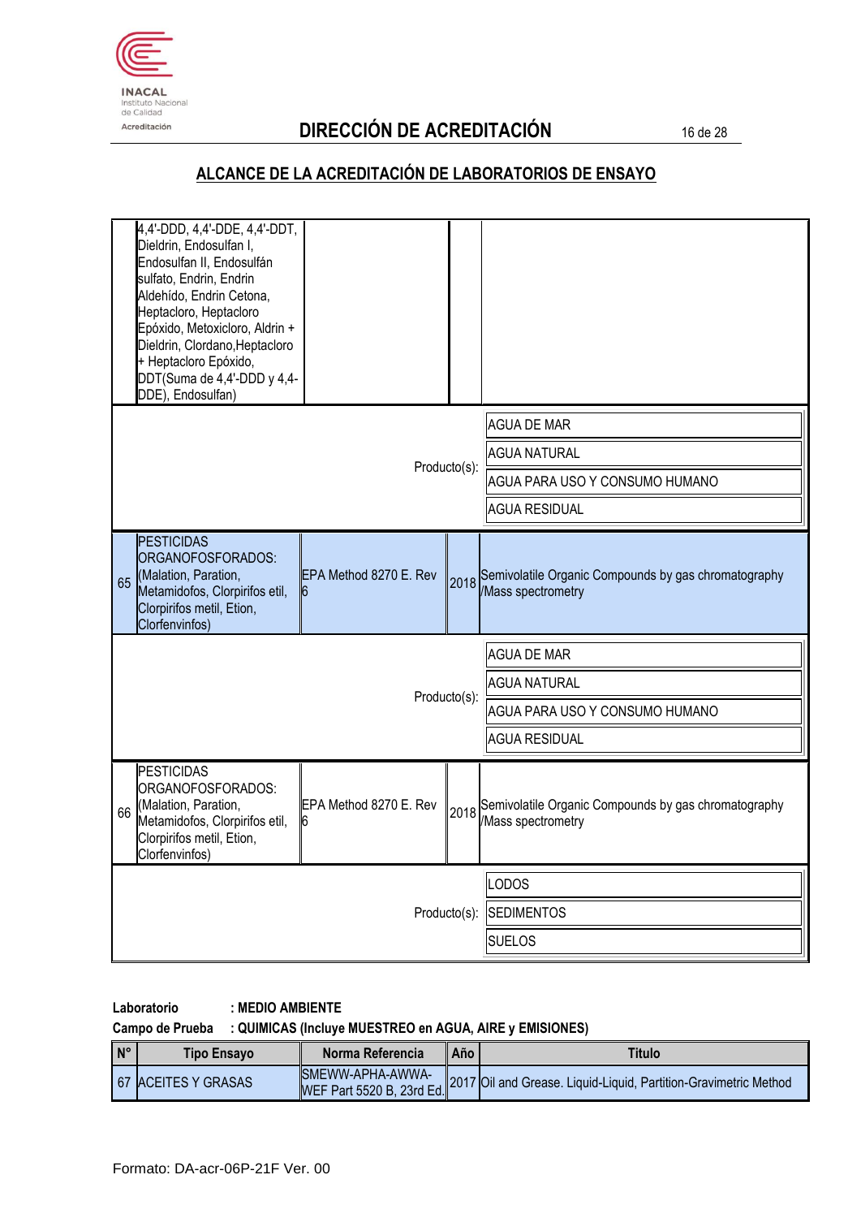## DIRECCIÓN DE ACREDITACIÓN

## ALCANCE DE LA ACREDITACIÓN DE LABORATORIOS DE ENSAYO

| N° | Tipo Ensayo | Norma Referencia | Año | Titulo |
|---|---|---|---|---|
| | 4,4'-DDD, 4,4'-DDE, 4,4'-DDT, Dieldrin, Endosulfan I, Endosulfan II, Endosulfán sulfato, Endrin, Endrin Aldehído, Endrin Cetona, Heptacloro, Heptacloro Epóxido, Metoxicloro, Aldrin + Dieldrin, Clordano,Heptacloro + Heptacloro Epóxido, DDT(Suma de 4,4'-DDD y 4,4-DDE), Endosulfan) | | | |
| | | | Producto(s): | AGUA DE MAR<br>AGUA NATURAL<br>AGUA PARA USO Y CONSUMO HUMANO<br>AGUA RESIDUAL |
| 65 | PESTICIDAS ORGANOFOSFORADOS: (Malation, Paration, Metamidofos, Clorpirifos etil, Clorpirifos metil, Etion, Clorfenvinfos) | EPA Method 8270 E. Rev 6 | 2018 | Semivolatile Organic Compounds by gas chromatography /Mass spectrometry |
| | | | Producto(s): | AGUA DE MAR<br>AGUA NATURAL<br>AGUA PARA USO Y CONSUMO HUMANO<br>AGUA RESIDUAL |
| 66 | PESTICIDAS ORGANOFOSFORADOS: (Malation, Paration, Metamidofos, Clorpirifos etil, Clorpirifos metil, Etion, Clorfenvinfos) | EPA Method 8270 E. Rev 6 | 2018 | Semivolatile Organic Compounds by gas chromatography /Mass spectrometry |
| | | | Producto(s): | LODOS<br>SEDIMENTOS<br>SUELOS |

**Laboratorio : MEDIO AMBIENTE**

**Campo de Prueba : QUIMICAS (Incluye MUESTREO en AGUA, AIRE y EMISIONES)**

| N° | Tipo Ensayo | Norma Referencia | Año | Titulo |
|---|---|---|---|---|
| 67 | ACEITES Y GRASAS | SMEWW-APHA-AWWA-WEF Part 5520 B, 23rd Ed. | 2017 | Oil and Grease. Liquid-Liquid, Partition-Gravimetric Method |

Formato: DA-acr-06P-21F Ver. 00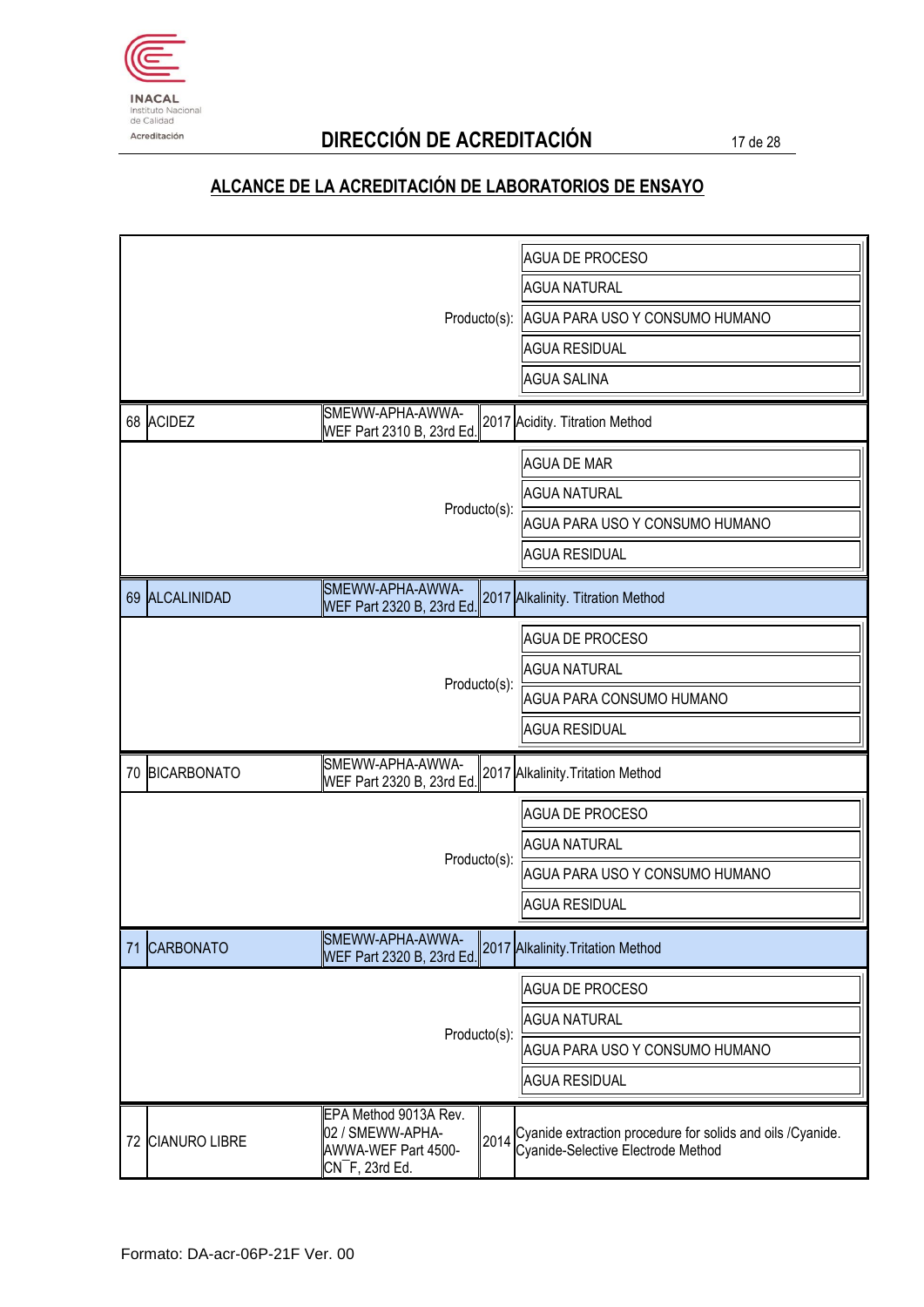## DIRECCIÓN DE ACREDITACIÓN

## ALCANCE DE LA ACREDITACIÓN DE LABORATORIOS DE ENSAYO

| N° | Ensayo | Método | Año | Título |
|---|---|---|---|---|
| | | | Producto(s): | AGUA DE PROCESO<br>AGUA NATURAL<br>AGUA PARA USO Y CONSUMO HUMANO<br>AGUA RESIDUAL<br>AGUA SALINA |
| 68 | ACIDEZ | SMEWW-APHA-AWWA-WEF Part 2310 B, 23rd Ed. | 2017 | Acidity. Titration Method |
| | | | Producto(s): | AGUA DE MAR<br>AGUA NATURAL<br>AGUA PARA USO Y CONSUMO HUMANO<br>AGUA RESIDUAL |
| 69 | ALCALINIDAD | SMEWW-APHA-AWWA-WEF Part 2320 B, 23rd Ed. | 2017 | Alkalinity. Titration Method |
| | | | Producto(s): | AGUA DE PROCESO<br>AGUA NATURAL<br>AGUA PARA CONSUMO HUMANO<br>AGUA RESIDUAL |
| 70 | BICARBONATO | SMEWW-APHA-AWWA-WEF Part 2320 B, 23rd Ed. | 2017 | Alkalinity.Tritation Method |
| | | | Producto(s): | AGUA DE PROCESO<br>AGUA NATURAL<br>AGUA PARA USO Y CONSUMO HUMANO<br>AGUA RESIDUAL |
| 71 | CARBONATO | SMEWW-APHA-AWWA-WEF Part 2320 B, 23rd Ed. | 2017 | Alkalinity.Tritation Method |
| | | | Producto(s): | AGUA DE PROCESO<br>AGUA NATURAL<br>AGUA PARA USO Y CONSUMO HUMANO<br>AGUA RESIDUAL |
| 72 | CIANURO LIBRE | EPA Method 9013A Rev. 02 / SMEWW-APHA-AWWA-WEF Part 4500-$CN^-$ F, 23rd Ed. | 2014 | Cyanide extraction procedure for solids and oils /Cyanide. Cyanide-Selective Electrode Method |

Formato: DA-acr-06P-21F Ver. 00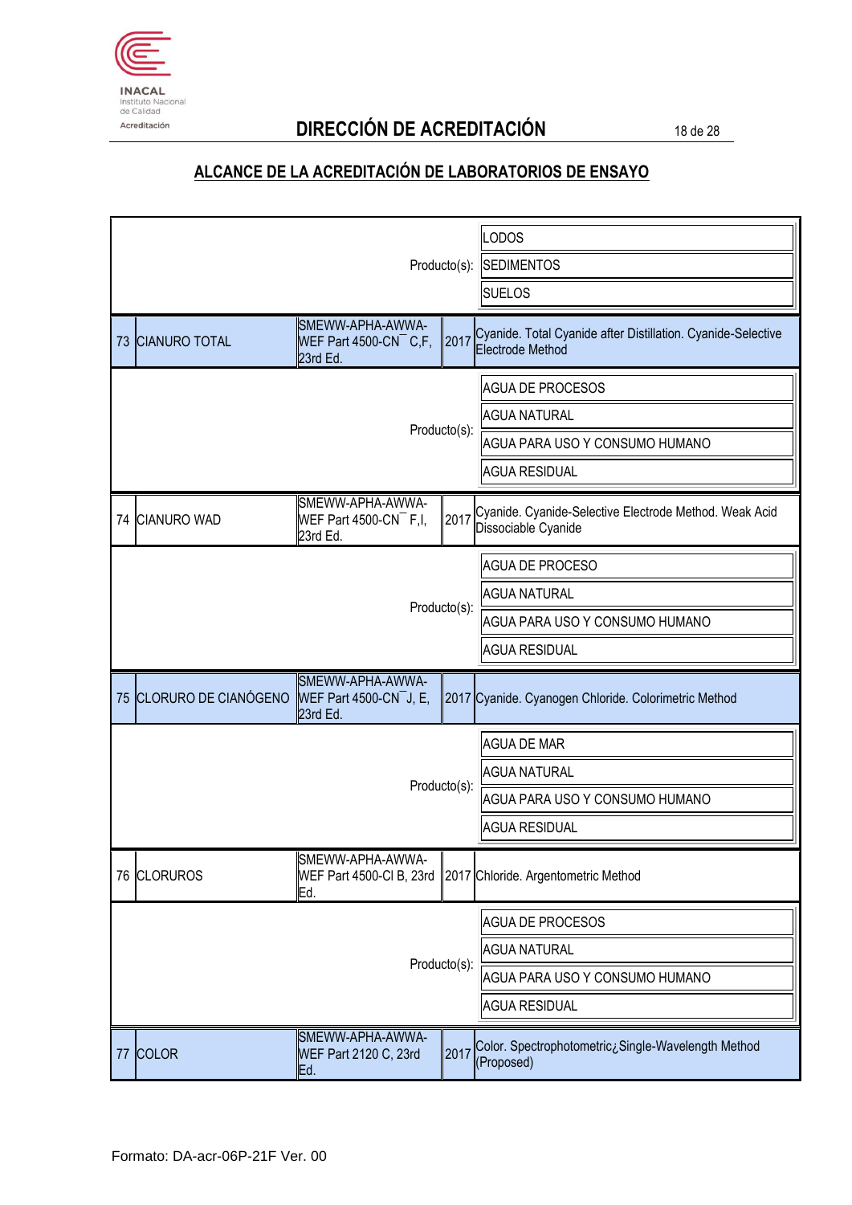## DIRECCIÓN DE ACREDITACIÓN

## ALCANCE DE LA ACREDITACIÓN DE LABORATORIOS DE ENSAYO

| | | | | |
|---|---|---|---|---|
| | | | Producto(s): | LODOS<br>SEDIMENTOS<br>SUELOS |
| 73 | CIANURO TOTAL | SMEWW-APHA-AWWA-WEF Part 4500-CN¯ C,F, 23rd Ed. | 2017 | Cyanide. Total Cyanide after Distillation. Cyanide-Selective Electrode Method |
| | | | Producto(s): | AGUA DE PROCESOS<br>AGUA NATURAL<br>AGUA PARA USO Y CONSUMO HUMANO<br>AGUA RESIDUAL |
| 74 | CIANURO WAD | SMEWW-APHA-AWWA-WEF Part 4500-CN¯ F,I, 23rd Ed. | 2017 | Cyanide. Cyanide-Selective Electrode Method. Weak Acid Dissociable Cyanide |
| | | | Producto(s): | AGUA DE PROCESO<br>AGUA NATURAL<br>AGUA PARA USO Y CONSUMO HUMANO<br>AGUA RESIDUAL |
| 75 | CLORURO DE CIANÓGENO | SMEWW-APHA-AWWA-WEF Part 4500-CN¯ J, E, 23rd Ed. | 2017 | Cyanide. Cyanogen Chloride. Colorimetric Method |
| | | | Producto(s): | AGUA DE MAR<br>AGUA NATURAL<br>AGUA PARA USO Y CONSUMO HUMANO<br>AGUA RESIDUAL |
| 76 | CLORUROS | SMEWW-APHA-AWWA-WEF Part 4500-Cl B, 23rd Ed. | 2017 | Chloride. Argentometric Method |
| | | | Producto(s): | AGUA DE PROCESOS<br>AGUA NATURAL<br>AGUA PARA USO Y CONSUMO HUMANO<br>AGUA RESIDUAL |
| 77 | COLOR | SMEWW-APHA-AWWA-WEF Part 2120 C, 23rd Ed. | 2017 | Color. Spectrophotometric¿Single-Wavelength Method (Proposed) |

Formato: DA-acr-06P-21F Ver. 00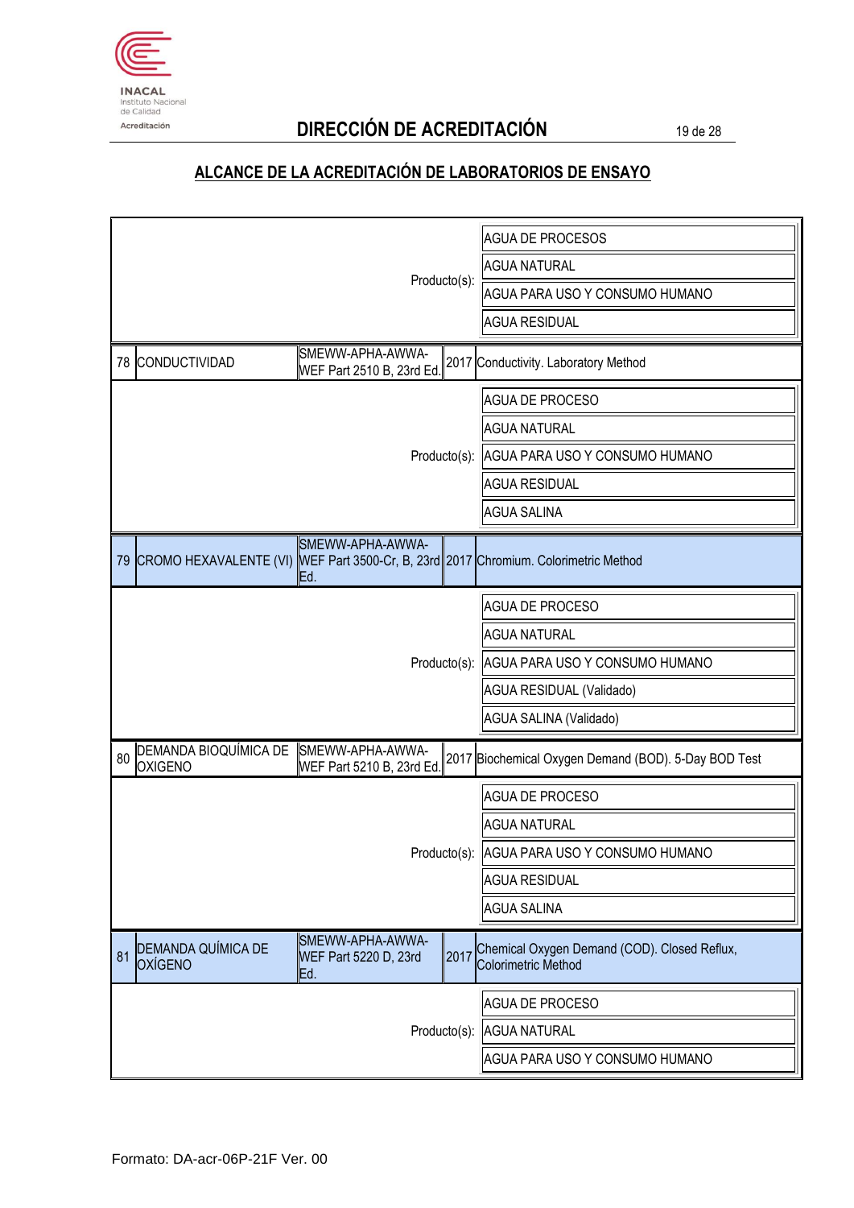## DIRECCIÓN DE ACREDITACIÓN

## ALCANCE DE LA ACREDITACIÓN DE LABORATORIOS DE ENSAYO

| N° | Ensayo | Método | Año | Título |
|---|---|---|---|---|
| | | | Producto(s): | AGUA DE PROCESOS |
| | | | | AGUA NATURAL |
| | | | | AGUA PARA USO Y CONSUMO HUMANO |
| | | | | AGUA RESIDUAL |
| 78 | CONDUCTIVIDAD | SMEWW-APHA-AWWA-WEF Part 2510 B, 23rd Ed. | 2017 | Conductivity. Laboratory Method |
| | | | Producto(s): | AGUA DE PROCESO |
| | | | | AGUA NATURAL |
| | | | | AGUA PARA USO Y CONSUMO HUMANO |
| | | | | AGUA RESIDUAL |
| | | | | AGUA SALINA |
| 79 | CROMO HEXAVALENTE (VI) | SMEWW-APHA-AWWA-WEF Part 3500-Cr, B, 23rd Ed. | 2017 | Chromium. Colorimetric Method |
| | | | Producto(s): | AGUA DE PROCESO |
| | | | | AGUA NATURAL |
| | | | | AGUA PARA USO Y CONSUMO HUMANO |
| | | | | AGUA RESIDUAL (Validado) |
| | | | | AGUA SALINA (Validado) |
| 80 | DEMANDA BIOQUÍMICA DE OXIGENO | SMEWW-APHA-AWWA-WEF Part 5210 B, 23rd Ed. | 2017 | Biochemical Oxygen Demand (BOD). 5-Day BOD Test |
| | | | Producto(s): | AGUA DE PROCESO |
| | | | | AGUA NATURAL |
| | | | | AGUA PARA USO Y CONSUMO HUMANO |
| | | | | AGUA RESIDUAL |
| | | | | AGUA SALINA |
| 81 | DEMANDA QUÍMICA DE OXÍGENO | SMEWW-APHA-AWWA-WEF Part 5220 D, 23rd Ed. | 2017 | Chemical Oxygen Demand (COD). Closed Reflux, Colorimetric Method |
| | | | Producto(s): | AGUA DE PROCESO |
| | | | | AGUA NATURAL |
| | | | | AGUA PARA USO Y CONSUMO HUMANO |

Formato: DA-acr-06P-21F Ver. 00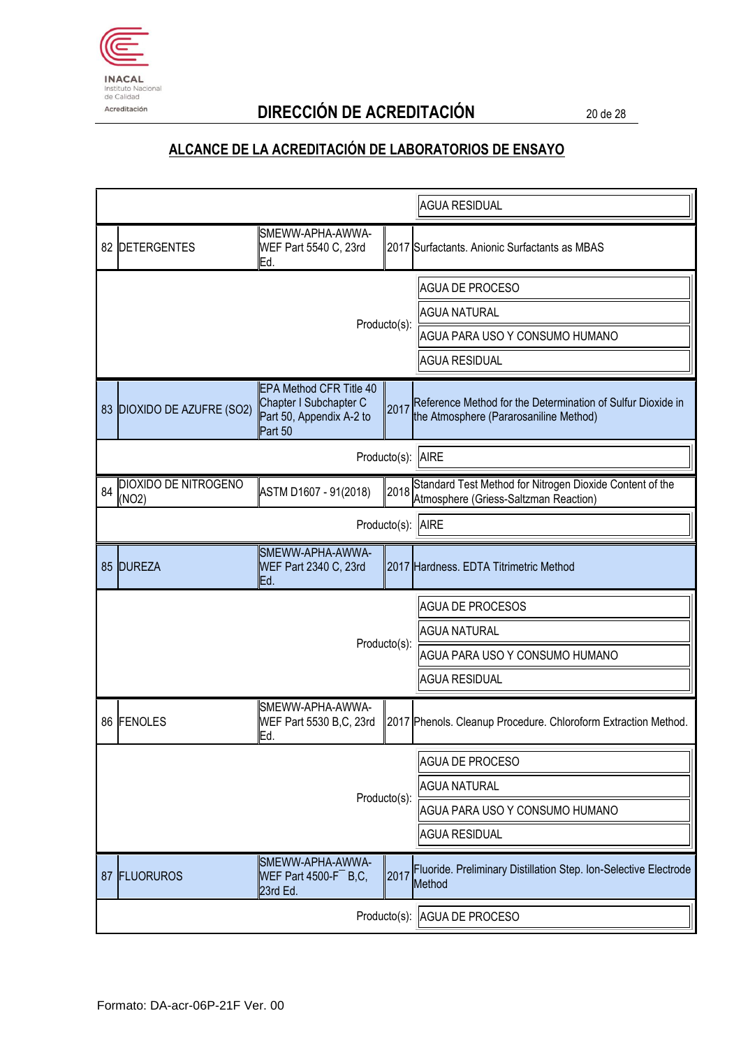## DIRECCIÓN DE ACREDITACIÓN

## ALCANCE DE LA ACREDITACIÓN DE LABORATORIOS DE ENSAYO

| N° | Ensayo | Método | Año | Título |
|---|---|---|---|---|
| | | | Producto(s): | AGUA RESIDUAL |
| 82 | DETERGENTES | SMEWW-APHA-AWWA-WEF Part 5540 C, 23rd Ed. | 2017 | Surfactants. Anionic Surfactants as MBAS |
| | | | Producto(s): | AGUA DE PROCESO<br>AGUA NATURAL<br>AGUA PARA USO Y CONSUMO HUMANO<br>AGUA RESIDUAL |
| 83 | DIOXIDO DE AZUFRE ($SO_2$) | EPA Method CFR Title 40 Chapter I Subchapter C Part 50, Appendix A-2 to Part 50 | 2017 | Reference Method for the Determination of Sulfur Dioxide in the Atmosphere (Pararosaniline Method) |
| | | | Producto(s): | AIRE |
| 84 | DIOXIDO DE NITROGENO ($NO_2$) | ASTM D1607 - 91(2018) | 2018 | Standard Test Method for Nitrogen Dioxide Content of the Atmosphere (Griess-Saltzman Reaction) |
| | | | Producto(s): | AIRE |
| 85 | DUREZA | SMEWW-APHA-AWWA-WEF Part 2340 C, 23rd Ed. | 2017 | Hardness. EDTA Titrimetric Method |
| | | | Producto(s): | AGUA DE PROCESOS<br>AGUA NATURAL<br>AGUA PARA USO Y CONSUMO HUMANO<br>AGUA RESIDUAL |
| 86 | FENOLES | SMEWW-APHA-AWWA-WEF Part 5530 B,C, 23rd Ed. | 2017 | Phenols. Cleanup Procedure. Chloroform Extraction Method. |
| | | | Producto(s): | AGUA DE PROCESO<br>AGUA NATURAL<br>AGUA PARA USO Y CONSUMO HUMANO<br>AGUA RESIDUAL |
| 87 | FLUORUROS | SMEWW-APHA-AWWA-WEF Part 4500-$F^-$ B,C, 23rd Ed. | 2017 | Fluoride. Preliminary Distillation Step. Ion-Selective Electrode Method |
| | | | Producto(s): | AGUA DE PROCESO |

Formato: DA-acr-06P-21F Ver. 00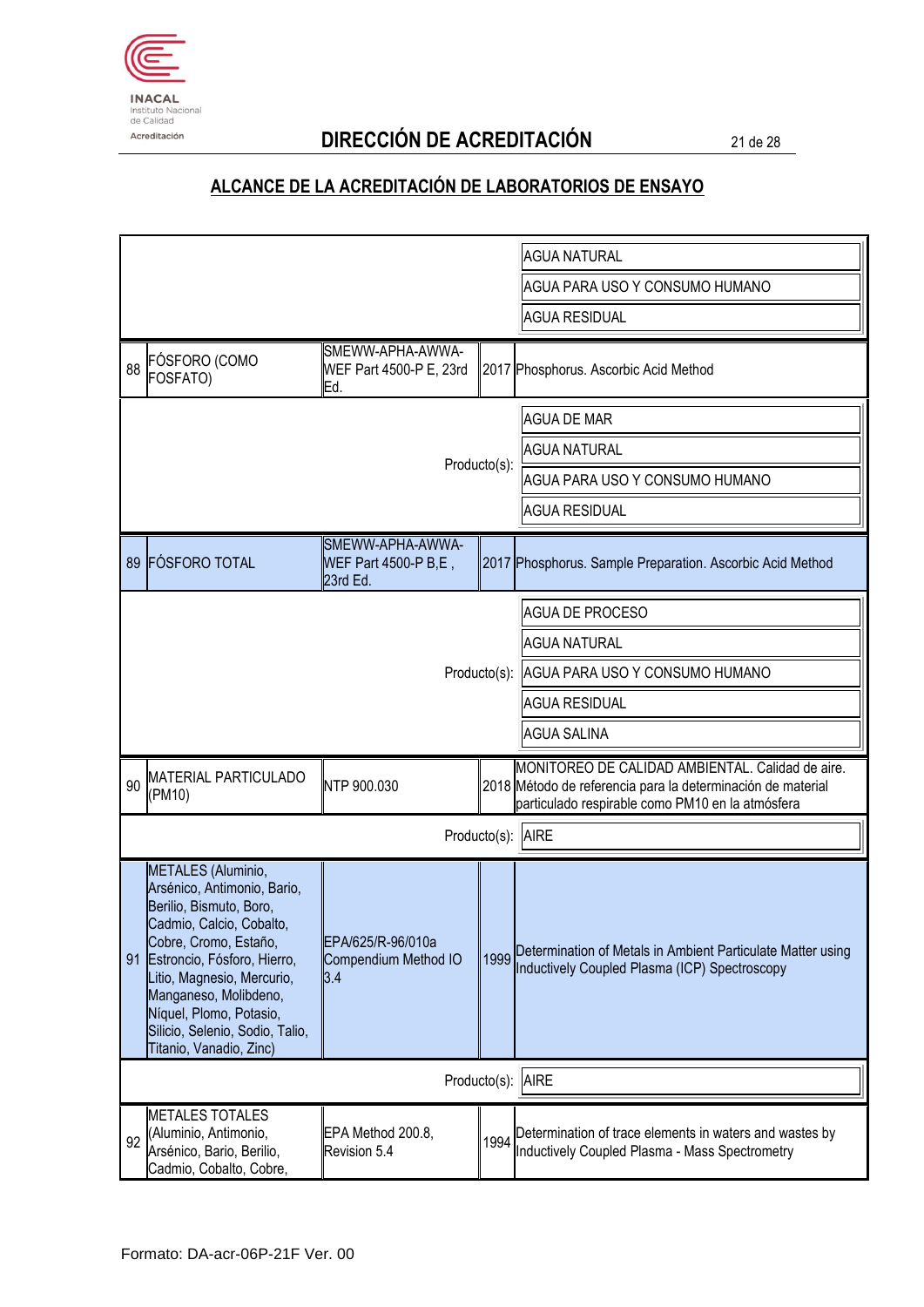## DIRECCIÓN DE ACREDITACIÓN

## ALCANCE DE LA ACREDITACIÓN DE LABORATORIOS DE ENSAYO

| N° | Ensayo | Norma/Método | Año | Título |
|---|---|---|---|---|
| | | | Producto(s): | AGUA NATURAL<br>AGUA PARA USO Y CONSUMO HUMANO<br>AGUA RESIDUAL |
| 88 | FÓSFORO (COMO FOSFATO) | SMEWW-APHA-AWWA-WEF Part 4500-P E, 23rd Ed. | 2017 | Phosphorus. Ascorbic Acid Method |
| | | | Producto(s): | AGUA DE MAR<br>AGUA NATURAL<br>AGUA PARA USO Y CONSUMO HUMANO<br>AGUA RESIDUAL |
| 89 | FÓSFORO TOTAL | SMEWW-APHA-AWWA-WEF Part 4500-P B,E , 23rd Ed. | 2017 | Phosphorus. Sample Preparation. Ascorbic Acid Method |
| | | | Producto(s): | AGUA DE PROCESO<br>AGUA NATURAL<br>AGUA PARA USO Y CONSUMO HUMANO<br>AGUA RESIDUAL<br>AGUA SALINA |
| 90 | MATERIAL PARTICULADO (PM10) | NTP 900.030 | 2018 | MONITOREO DE CALIDAD AMBIENTAL. Calidad de aire. Método de referencia para la determinación de material particulado respirable como PM10 en la atmósfera |
| | | | Producto(s): | AIRE |
| 91 | METALES (Aluminio, Arsénico, Antimonio, Bario, Berilio, Bismuto, Boro, Cadmio, Calcio, Cobalto, Cobre, Cromo, Estaño, Estroncio, Fósforo, Hierro, Litio, Magnesio, Mercurio, Manganeso, Molibdeno, Níquel, Plomo, Potasio, Silicio, Selenio, Sodio, Talio, Titanio, Vanadio, Zinc) | EPA/625/R-96/010a Compendium Method IO 3.4 | 1999 | Determination of Metals in Ambient Particulate Matter using Inductively Coupled Plasma (ICP) Spectroscopy |
| | | | Producto(s): | AIRE |
| 92 | METALES TOTALES (Aluminio, Antimonio, Arsénico, Bario, Berilio, Cadmio, Cobalto, Cobre, | EPA Method 200.8, Revision 5.4 | 1994 | Determination of trace elements in waters and wastes by Inductively Coupled Plasma - Mass Spectrometry |

Formato: DA-acr-06P-21F Ver. 00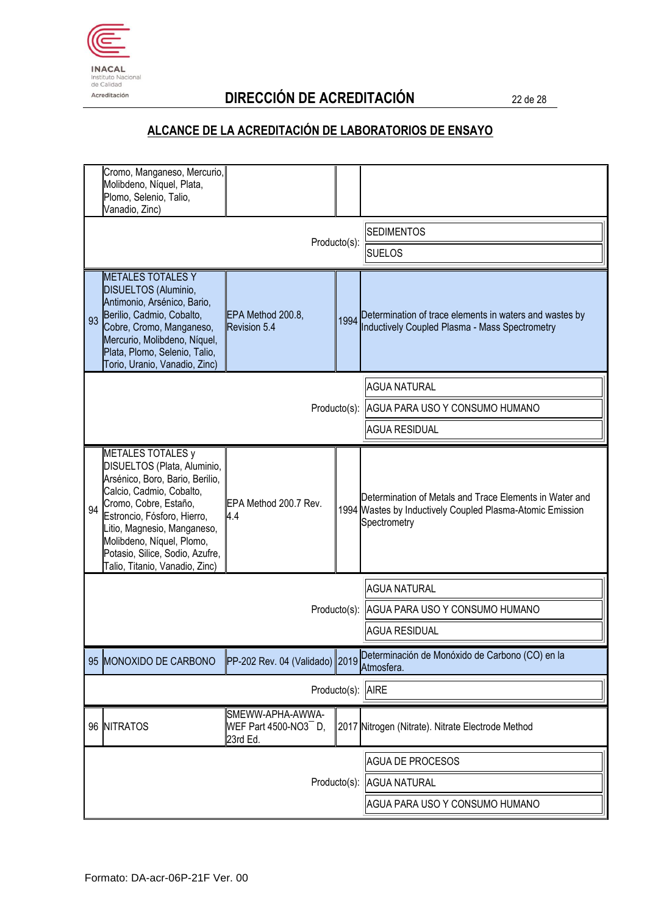## DIRECCIÓN DE ACREDITACIÓN

## ALCANCE DE LA ACREDITACIÓN DE LABORATORIOS DE ENSAYO

| N° | Ensayo | Método | Año | Título |
|---|---|---|---|---|
| | Cromo, Manganeso, Mercurio, Molibdeno, Níquel, Plata, Plomo, Selenio, Talio, Vanadio, Zinc) | | | |
| | | | Producto(s): | SEDIMENTOS<br>SUELOS |
| 93 | METALES TOTALES Y DISUELTOS (Aluminio, Antimonio, Arsénico, Bario, Berilio, Cadmio, Cobalto, Cobre, Cromo, Manganeso, Mercurio, Molibdeno, Níquel, Plata, Plomo, Selenio, Talio, Torio, Uranio, Vanadio, Zinc) | EPA Method 200.8, Revision 5.4 | 1994 | Determination of trace elements in waters and wastes by Inductively Coupled Plasma - Mass Spectrometry |
| | | | Producto(s): | AGUA NATURAL<br>AGUA PARA USO Y CONSUMO HUMANO<br>AGUA RESIDUAL |
| 94 | METALES TOTALES y DISUELTOS (Plata, Aluminio, Arsénico, Boro, Bario, Berilio, Calcio, Cadmio, Cobalto, Cromo, Cobre, Estaño, Estroncio, Fósforo, Hierro, Litio, Magnesio, Manganeso, Molibdeno, Níquel, Plomo, Potasio, Silice, Sodio, Azufre, Talio, Titanio, Vanadio, Zinc) | EPA Method 200.7 Rev. 4.4 | 1994 | Determination of Metals and Trace Elements in Water and Wastes by Inductively Coupled Plasma-Atomic Emission Spectrometry |
| | | | Producto(s): | AGUA NATURAL<br>AGUA PARA USO Y CONSUMO HUMANO<br>AGUA RESIDUAL |
| 95 | MONOXIDO DE CARBONO | PP-202 Rev. 04 (Validado) | 2019 | Determinación de Monóxido de Carbono (CO) en la Atmosfera. |
| | | | Producto(s): | AIRE |
| 96 | NITRATOS | SMEWW-APHA-AWWA-WEF Part 4500-$NO_3^-$ D, 23rd Ed. | 2017 | Nitrogen (Nitrate). Nitrate Electrode Method |
| | | | Producto(s): | AGUA DE PROCESOS<br>AGUA NATURAL<br>AGUA PARA USO Y CONSUMO HUMANO |

Formato: DA-acr-06P-21F Ver. 00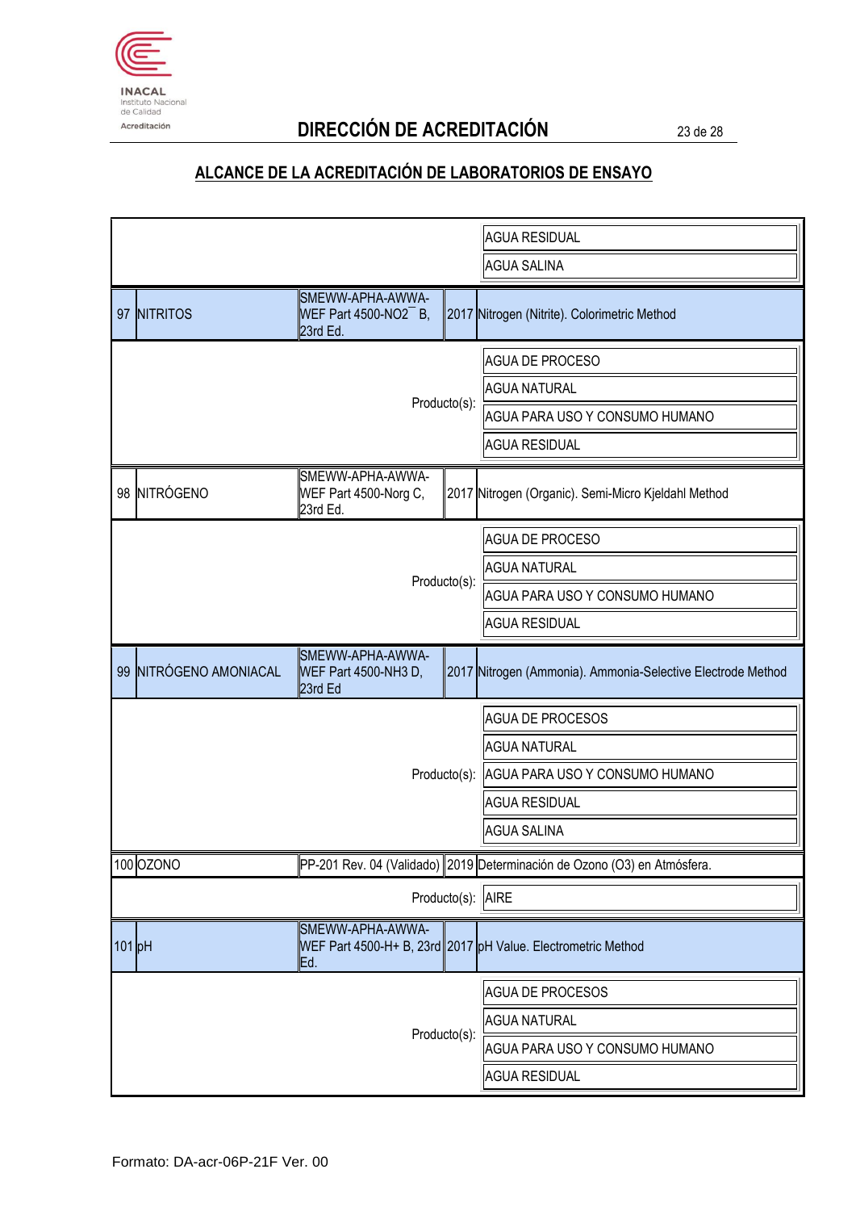## DIRECCIÓN DE ACREDITACIÓN

## ALCANCE DE LA ACREDITACIÓN DE LABORATORIOS DE ENSAYO

| N° | Ensayo | Norma/Método | Año | Título |
|---|---|---|---|---|
| | | | | AGUA RESIDUAL |
| | | | | AGUA SALINA |
| 97 | NITRITOS | SMEWW-APHA-AWWA-WEF Part 4500-$NO_2^-$ B, 23rd Ed. | 2017 | Nitrogen (Nitrite). Colorimetric Method |
| | | | Producto(s): | AGUA DE PROCESO |
| | | | | AGUA NATURAL |
| | | | | AGUA PARA USO Y CONSUMO HUMANO |
| | | | | AGUA RESIDUAL |
| 98 | NITRÓGENO | SMEWW-APHA-AWWA-WEF Part 4500-Norg C, 23rd Ed. | 2017 | Nitrogen (Organic). Semi-Micro Kjeldahl Method |
| | | | Producto(s): | AGUA DE PROCESO |
| | | | | AGUA NATURAL |
| | | | | AGUA PARA USO Y CONSUMO HUMANO |
| | | | | AGUA RESIDUAL |
| 99 | NITRÓGENO AMONIACAL | SMEWW-APHA-AWWA-WEF Part 4500-$NH_3$ D, 23rd Ed | 2017 | Nitrogen (Ammonia). Ammonia-Selective Electrode Method |
| | | | Producto(s): | AGUA DE PROCESOS |
| | | | | AGUA NATURAL |
| | | | | AGUA PARA USO Y CONSUMO HUMANO |
| | | | | AGUA RESIDUAL |
| | | | | AGUA SALINA |
| 100 | OZONO | PP-201 Rev. 04 (Validado) | 2019 | Determinación de Ozono ($O_3$) en Atmósfera. |
| | | | Producto(s): | AIRE |
| 101 | pH | SMEWW-APHA-AWWA-WEF Part 4500-$H^+$ B, 23rd Ed. | 2017 | pH Value. Electrometric Method |
| | | | Producto(s): | AGUA DE PROCESOS |
| | | | | AGUA NATURAL |
| | | | | AGUA PARA USO Y CONSUMO HUMANO |
| | | | | AGUA RESIDUAL |

Formato: DA-acr-06P-21F Ver. 00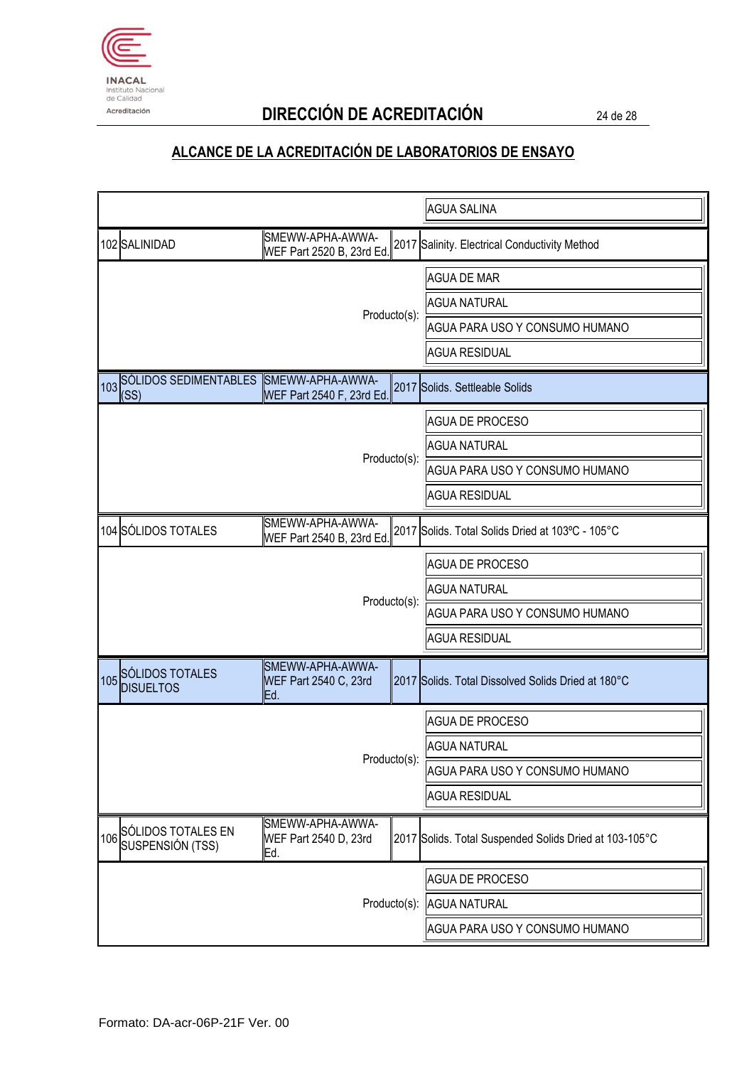## DIRECCIÓN DE ACREDITACIÓN

## ALCANCE DE LA ACREDITACIÓN DE LABORATORIOS DE ENSAYO

| N° | Ensayo | Método | Año | Título |
|---|---|---|---|---|
| | | | | AGUA SALINA |
| 102 | SALINIDAD | SMEWW-APHA-AWWA-WEF Part 2520 B, 23rd Ed. | 2017 | Salinity. Electrical Conductivity Method |
| | | Producto(s): | | AGUA DE MAR |
| | | | | AGUA NATURAL |
| | | | | AGUA PARA USO Y CONSUMO HUMANO |
| | | | | AGUA RESIDUAL |
| 103 | SÓLIDOS SEDIMENTABLES (SS) | SMEWW-APHA-AWWA-WEF Part 2540 F, 23rd Ed. | 2017 | Solids. Settleable Solids |
| | | Producto(s): | | AGUA DE PROCESO |
| | | | | AGUA NATURAL |
| | | | | AGUA PARA USO Y CONSUMO HUMANO |
| | | | | AGUA RESIDUAL |
| 104 | SÓLIDOS TOTALES | SMEWW-APHA-AWWA-WEF Part 2540 B, 23rd Ed. | 2017 | Solids. Total Solids Dried at 103ºC - 105°C |
| | | Producto(s): | | AGUA DE PROCESO |
| | | | | AGUA NATURAL |
| | | | | AGUA PARA USO Y CONSUMO HUMANO |
| | | | | AGUA RESIDUAL |
| 105 | SÓLIDOS TOTALES DISUELTOS | SMEWW-APHA-AWWA-WEF Part 2540 C, 23rd Ed. | 2017 | Solids. Total Dissolved Solids Dried at 180°C |
| | | Producto(s): | | AGUA DE PROCESO |
| | | | | AGUA NATURAL |
| | | | | AGUA PARA USO Y CONSUMO HUMANO |
| | | | | AGUA RESIDUAL |
| 106 | SÓLIDOS TOTALES EN SUSPENSIÓN (TSS) | SMEWW-APHA-AWWA-WEF Part 2540 D, 23rd Ed. | 2017 | Solids. Total Suspended Solids Dried at 103-105°C |
| | | Producto(s): | | AGUA DE PROCESO |
| | | | | AGUA NATURAL |
| | | | | AGUA PARA USO Y CONSUMO HUMANO |

Formato: DA-acr-06P-21F Ver. 00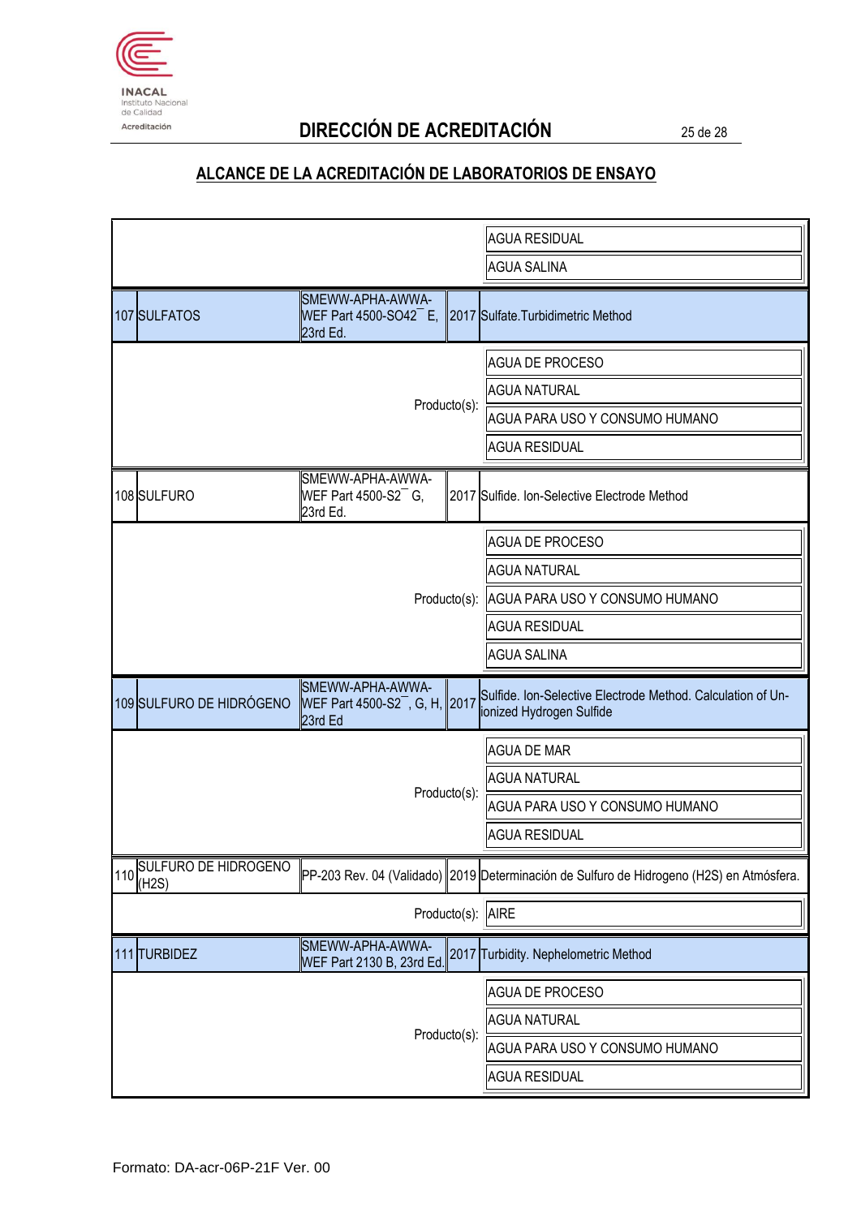## DIRECCIÓN DE ACREDITACIÓN

## ALCANCE DE LA ACREDITACIÓN DE LABORATORIOS DE ENSAYO

| N° | Ensayo | Método | Año | Título |
|---|---|---|---|---|
| | | | | AGUA RESIDUAL |
| | | | | AGUA SALINA |
| 107 | SULFATOS | SMEWW-APHA-AWWA-WEF Part 4500-$SO_4^{2-}$ E, 23rd Ed. | 2017 | Sulfate.Turbidimetric Method |
| | | | Producto(s): | AGUA DE PROCESO |
| | | | | AGUA NATURAL |
| | | | | AGUA PARA USO Y CONSUMO HUMANO |
| | | | | AGUA RESIDUAL |
| 108 | SULFURO | SMEWW-APHA-AWWA-WEF Part 4500-$S^{2-}$ G, 23rd Ed. | 2017 | Sulfide. Ion-Selective Electrode Method |
| | | | Producto(s): | AGUA DE PROCESO |
| | | | | AGUA NATURAL |
| | | | | AGUA PARA USO Y CONSUMO HUMANO |
| | | | | AGUA RESIDUAL |
| | | | | AGUA SALINA |
| 109 | SULFURO DE HIDRÓGENO | SMEWW-APHA-AWWA-WEF Part 4500-$S^{2-}$, G, H, 23rd Ed | 2017 | Sulfide. Ion-Selective Electrode Method. Calculation of Un-ionized Hydrogen Sulfide |
| | | | Producto(s): | AGUA DE MAR |
| | | | | AGUA NATURAL |
| | | | | AGUA PARA USO Y CONSUMO HUMANO |
| | | | | AGUA RESIDUAL |
| 110 | SULFURO DE HIDROGENO ($H_2S$) | PP-203 Rev. 04 (Validado) | 2019 | Determinación de Sulfuro de Hidrogeno ($H_2S$) en Atmósfera. |
| | | | Producto(s): | AIRE |
| 111 | TURBIDEZ | SMEWW-APHA-AWWA-WEF Part 2130 B, 23rd Ed. | 2017 | Turbidity. Nephelometric Method |
| | | | Producto(s): | AGUA DE PROCESO |
| | | | | AGUA NATURAL |
| | | | | AGUA PARA USO Y CONSUMO HUMANO |
| | | | | AGUA RESIDUAL |

Formato: DA-acr-06P-21F Ver. 00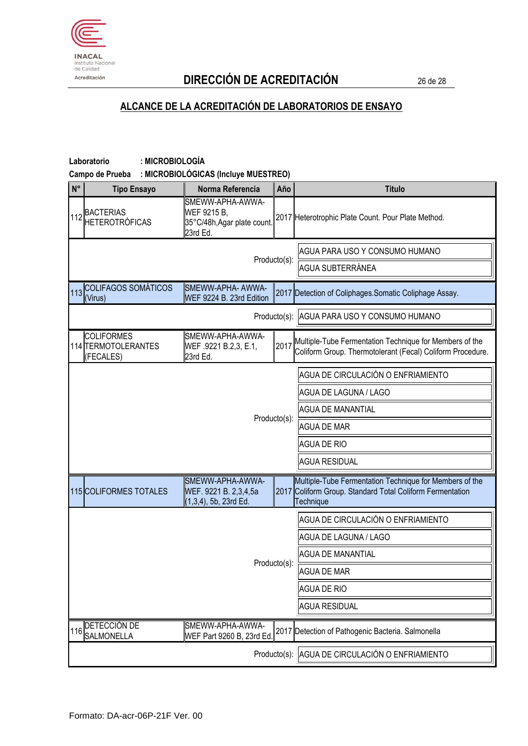# DIRECCIÓN DE ACREDITACIÓN

## ALCANCE DE LA ACREDITACIÓN DE LABORATORIOS DE ENSAYO

**Laboratorio** : **MICROBIOLOGÍA**

**Campo de Prueba** : **MICROBIOLÓGICAS (Incluye MUESTREO)**

| N° | Tipo Ensayo | Norma Referencia | Año | Titulo |
|---|---|---|---|---|
| 112 | BACTERIAS HETEROTRÓFICAS | SMEWW-APHA-AWWA-WEF 9215 B, 35°C/48h,Agar plate count. 23rd Ed. | 2017 | Heterotrophic Plate Count. Pour Plate Method. |
| | | | Producto(s): | AGUA PARA USO Y CONSUMO HUMANO<br>AGUA SUBTERRÁNEA |
| 113 | COLIFAGOS SOMÁTICOS (Virus) | SMEWW-APHA- AWWA-WEF 9224 B. 23rd Edition | 2017 | Detection of Coliphages.Somatic Coliphage Assay. |
| | | | Producto(s): | AGUA PARA USO Y CONSUMO HUMANO |
| 114 | COLIFORMES TERMOTOLERANTES (FECALES) | SMEWW-APHA-AWWA-WEF .9221 B.2,3, E.1, 23rd Ed. | 2017 | Multiple-Tube Fermentation Technique for Members of the Coliform Group. Thermotolerant (Fecal) Coliform Procedure. |
| | | | Producto(s): | AGUA DE CIRCULACIÓN O ENFRIAMIENTO<br>AGUA DE LAGUNA / LAGO<br>AGUA DE MANANTIAL<br>AGUA DE MAR<br>AGUA DE RIO<br>AGUA RESIDUAL |
| 115 | COLIFORMES TOTALES | SMEWW-APHA-AWWA-WEF. 9221 B. 2,3,4,5a (1,3,4), 5b, 23rd Ed. | 2017 | Multiple-Tube Fermentation Technique for Members of the Coliform Group. Standard Total Coliform Fermentation Technique |
| | | | Producto(s): | AGUA DE CIRCULACIÓN O ENFRIAMIENTO<br>AGUA DE LAGUNA / LAGO<br>AGUA DE MANANTIAL<br>AGUA DE MAR<br>AGUA DE RIO<br>AGUA RESIDUAL |
| 116 | DETECCIÓN DE SALMONELLA | SMEWW-APHA-AWWA-WEF Part 9260 B, 23rd Ed. | 2017 | Detection of Pathogenic Bacteria. Salmonella |
| | | | Producto(s): | AGUA DE CIRCULACIÓN O ENFRIAMIENTO |

Formato: DA-acr-06P-21F Ver. 00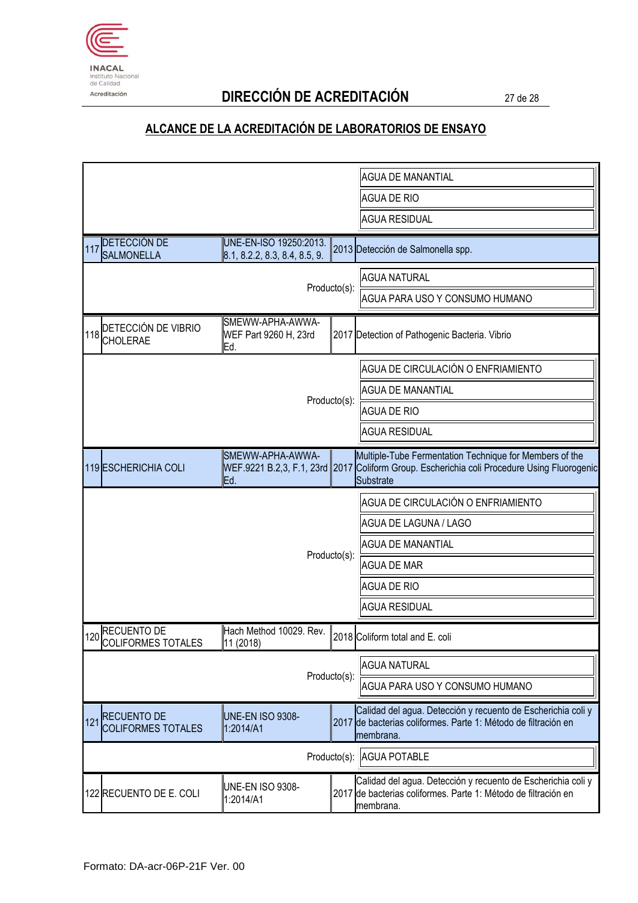## DIRECCIÓN DE ACREDITACIÓN

## ALCANCE DE LA ACREDITACIÓN DE LABORATORIOS DE ENSAYO

| | | | | |
|---|---|---|---|---|
| | | | | AGUA DE MANANTIAL |
| | | | | AGUA DE RIO |
| | | | | AGUA RESIDUAL |
| 117 | DETECCIÓN DE SALMONELLA | UNE-EN-ISO 19250:2013. 8.1, 8.2.2, 8.3, 8.4, 8.5, 9. | 2013 | Detección de Salmonella spp. |
| | | | Producto(s): | AGUA NATURAL |
| | | | | AGUA PARA USO Y CONSUMO HUMANO |
| 118 | DETECCIÓN DE VIBRIO CHOLERAE | SMEWW-APHA-AWWA-WEF Part 9260 H, 23rd Ed. | 2017 | Detection of Pathogenic Bacteria. Vibrio |
| | | | Producto(s): | AGUA DE CIRCULACIÓN O ENFRIAMIENTO |
| | | | | AGUA DE MANANTIAL |
| | | | | AGUA DE RIO |
| | | | | AGUA RESIDUAL |
| 119 | ESCHERICHIA COLI | SMEWW-APHA-AWWA-WEF.9221 B.2,3, F.1, 23rd Ed. | 2017 | Multiple-Tube Fermentation Technique for Members of the Coliform Group. Escherichia coli Procedure Using Fluorogenic Substrate |
| | | | Producto(s): | AGUA DE CIRCULACIÓN O ENFRIAMIENTO |
| | | | | AGUA DE LAGUNA / LAGO |
| | | | | AGUA DE MANANTIAL |
| | | | | AGUA DE MAR |
| | | | | AGUA DE RIO |
| | | | | AGUA RESIDUAL |
| 120 | RECUENTO DE COLIFORMES TOTALES | Hach Method 10029. Rev. 11 (2018) | 2018 | Coliform total and E. coli |
| | | | Producto(s): | AGUA NATURAL |
| | | | | AGUA PARA USO Y CONSUMO HUMANO |
| 121 | RECUENTO DE COLIFORMES TOTALES | UNE-EN ISO 9308-1:2014/A1 | 2017 | Calidad del agua. Detección y recuento de Escherichia coli y de bacterias coliformes. Parte 1: Método de filtración en membrana. |
| | | | Producto(s): | AGUA POTABLE |
| 122 | RECUENTO DE E. COLI | UNE-EN ISO 9308-1:2014/A1 | 2017 | Calidad del agua. Detección y recuento de Escherichia coli y de bacterias coliformes. Parte 1: Método de filtración en membrana. |

Formato: DA-acr-06P-21F Ver. 00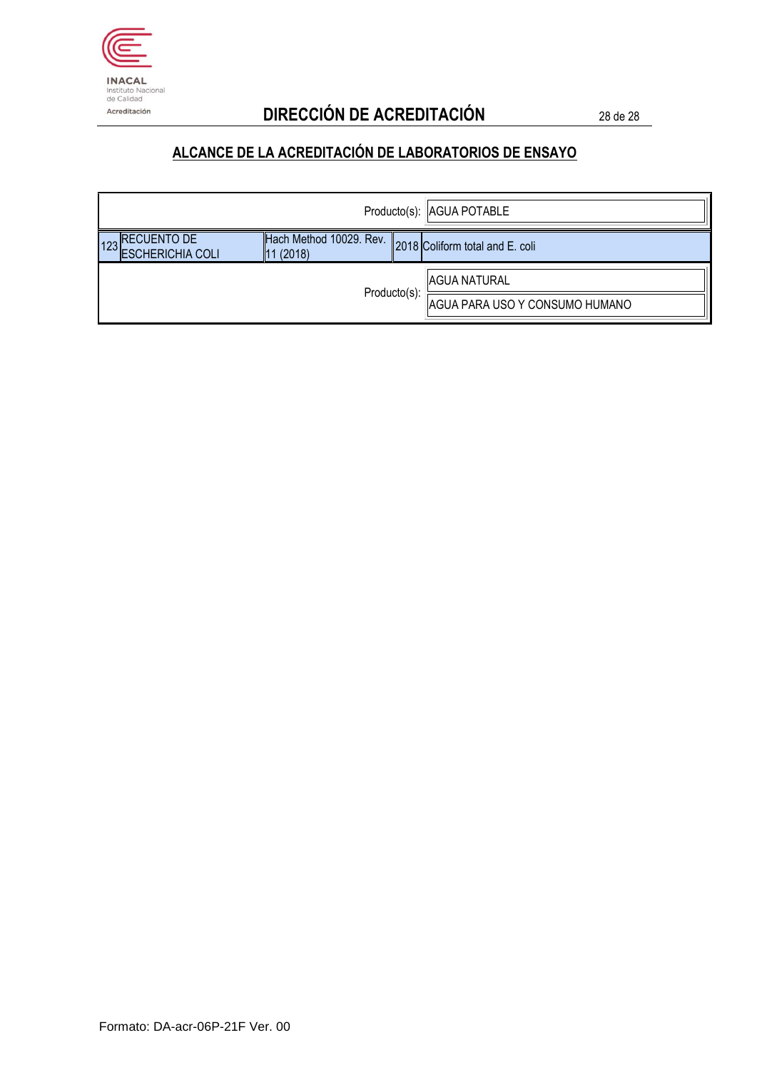## DIRECCIÓN DE ACREDITACIÓN

## ALCANCE DE LA ACREDITACIÓN DE LABORATORIOS DE ENSAYO

| | | | | |
|---|---|---|---|---|
| | | | Producto(s): | AGUA POTABLE |
| 123 | RECUENTO DE ESCHERICHIA COLI | Hach Method 10029. Rev. 11 (2018) | 2018 | Coliform total and E. coli |
| | | | Producto(s): | AGUA NATURAL |
| | | | | AGUA PARA USO Y CONSUMO HUMANO |

Formato: DA-acr-06P-21F Ver. 00